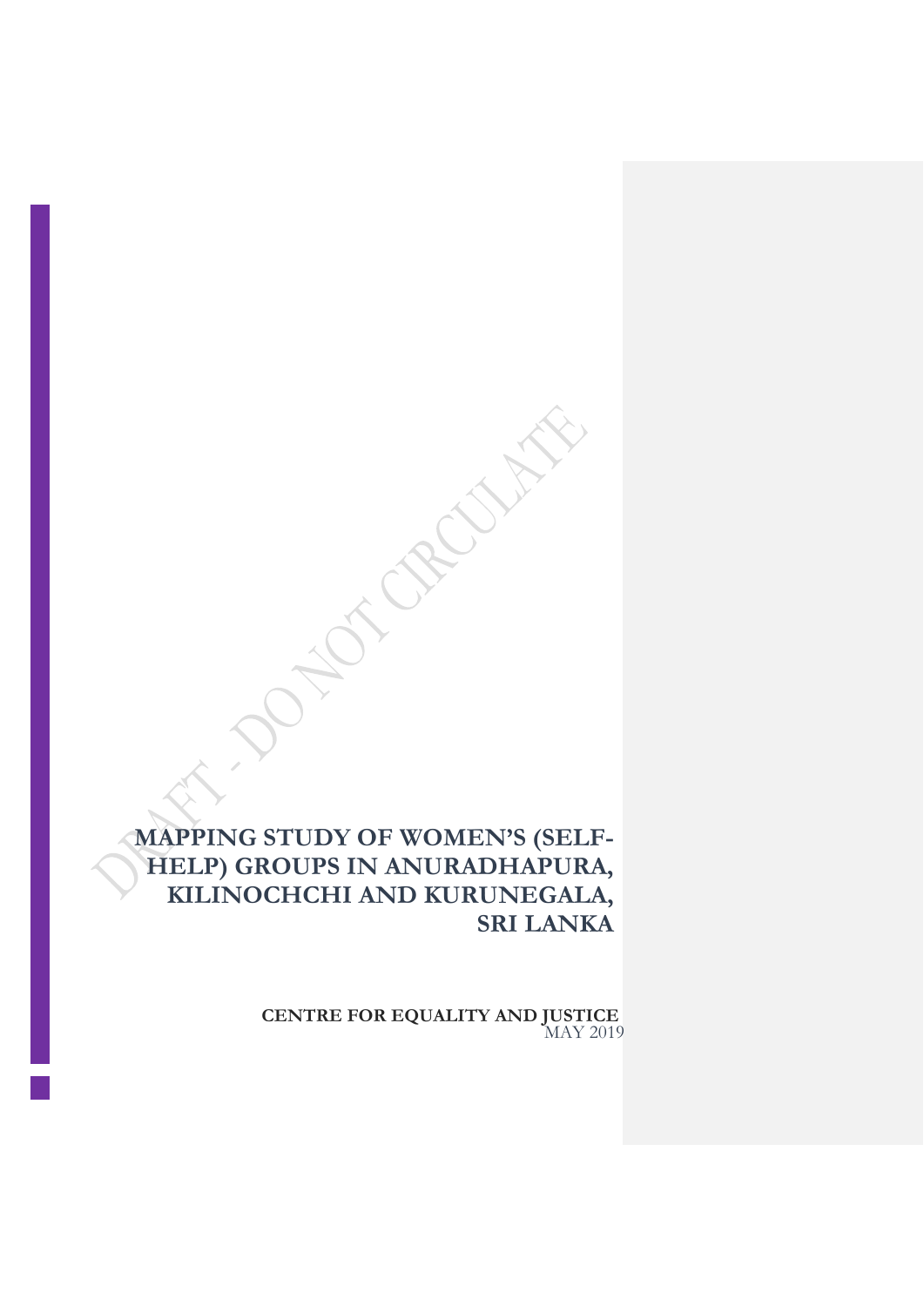# MAPPING STUDY OF WOMEN'S (SELF-HELP) GROUPS IN ANURADHAPURA, KILINOCHCHI AND KURUNEGALA, SRI LANKA

**CENTRE FOR EQUALITY AND JUSTICE**
MAY 2019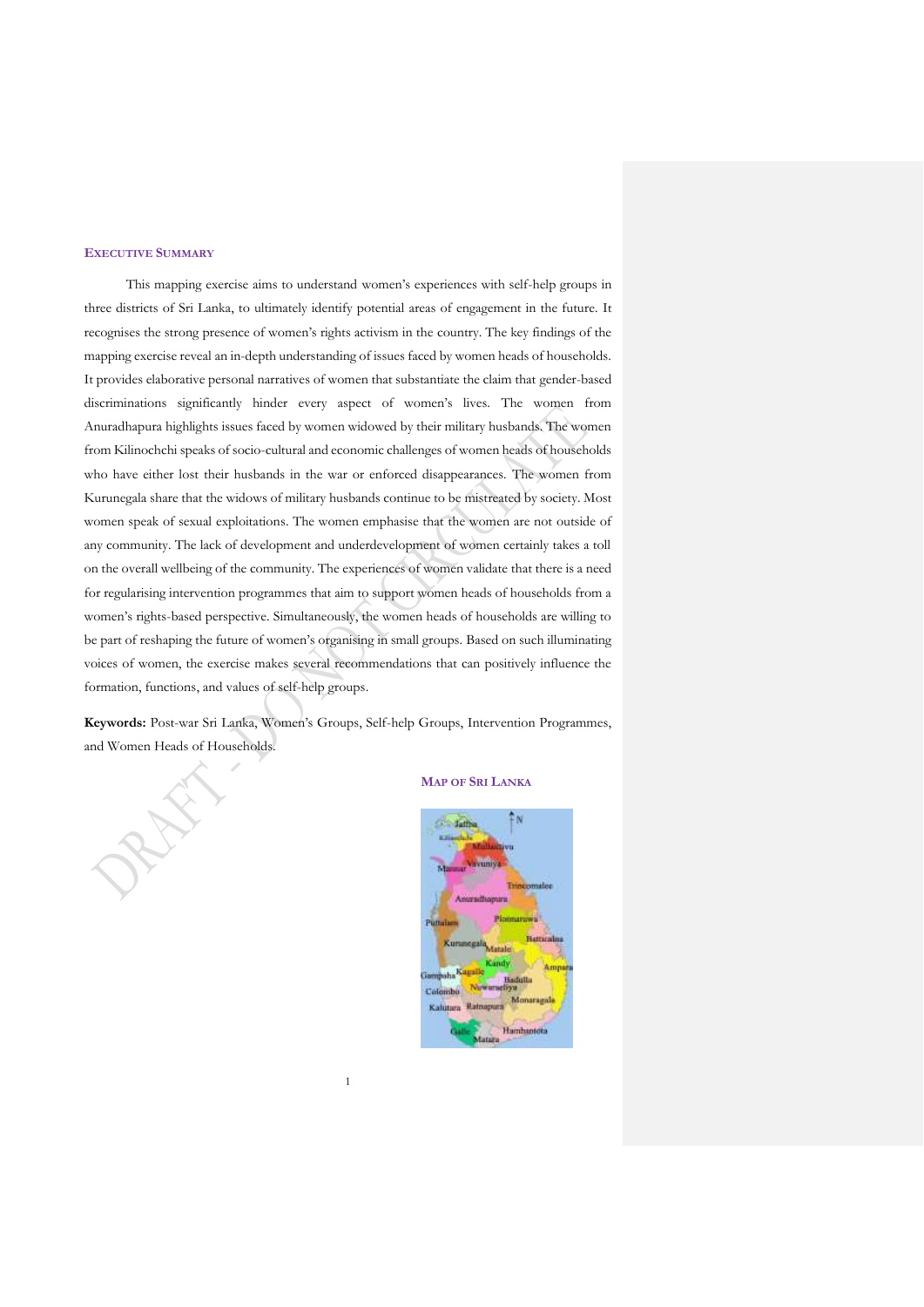## EXECUTIVE SUMMARY

This mapping exercise aims to understand women's experiences with self-help groups in three districts of Sri Lanka, to ultimately identify potential areas of engagement in the future. It recognises the strong presence of women's rights activism in the country. The key findings of the mapping exercise reveal an in-depth understanding of issues faced by women heads of households. It provides elaborative personal narratives of women that substantiate the claim that gender-based discriminations significantly hinder every aspect of women's lives. The women from Anuradhapura highlights issues faced by women widowed by their military husbands. The women from Kilinochchi speaks of socio-cultural and economic challenges of women heads of households who have either lost their husbands in the war or enforced disappearances. The women from Kurunegala share that the widows of military husbands continue to be mistreated by society. Most women speak of sexual exploitations. The women emphasise that the women are not outside of any community. The lack of development and underdevelopment of women certainly takes a toll on the overall wellbeing of the community. The experiences of women validate that there is a need for regularising intervention programmes that aim to support women heads of households from a women's rights-based perspective. Simultaneously, the women heads of households are willing to be part of reshaping the future of women's organising in small groups. Based on such illuminating voices of women, the exercise makes several recommendations that can positively influence the formation, functions, and values of self-help groups.

**Keywords:** Post-war Sri Lanka, Women's Groups, Self-help Groups, Intervention Programmes, and Women Heads of Households.

## MAP OF SRI LANKA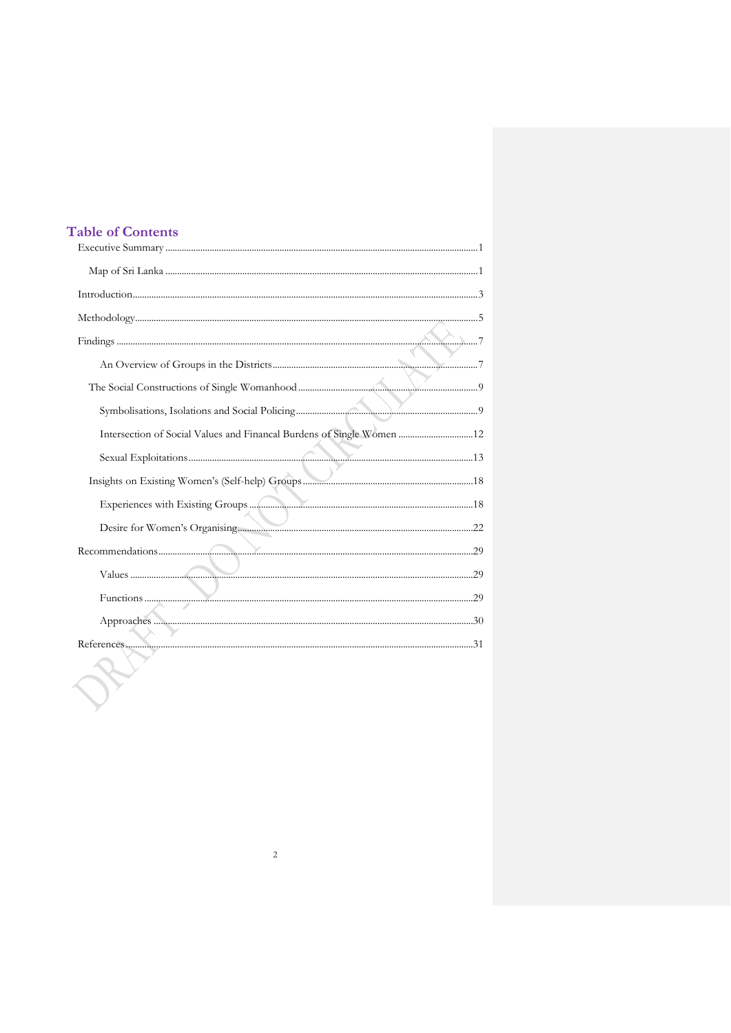## Table of Contents

- Executive Summary ........ 1
  - Map of Sri Lanka ........ 1
- Introduction ........ 3
- Methodology ........ 5
- Findings ........ 7
    - An Overview of Groups in the Districts ........ 7
  - The Social Constructions of Single Womanhood ........ 9
    - Symbolisations, Isolations and Social Policing ........ 9
    - Intersection of Social Values and Financal Burdens of Single Women ........ 12
    - Sexual Exploitations ........ 13
  - Insights on Existing Women's (Self-help) Groups ........ 18
    - Experiences with Existing Groups ........ 18
    - Desire for Women's Organising ........ 22
- Recommendations ........ 29
    - Values ........ 29
    - Functions ........ 29
    - Approaches ........ 30
- References ........ 31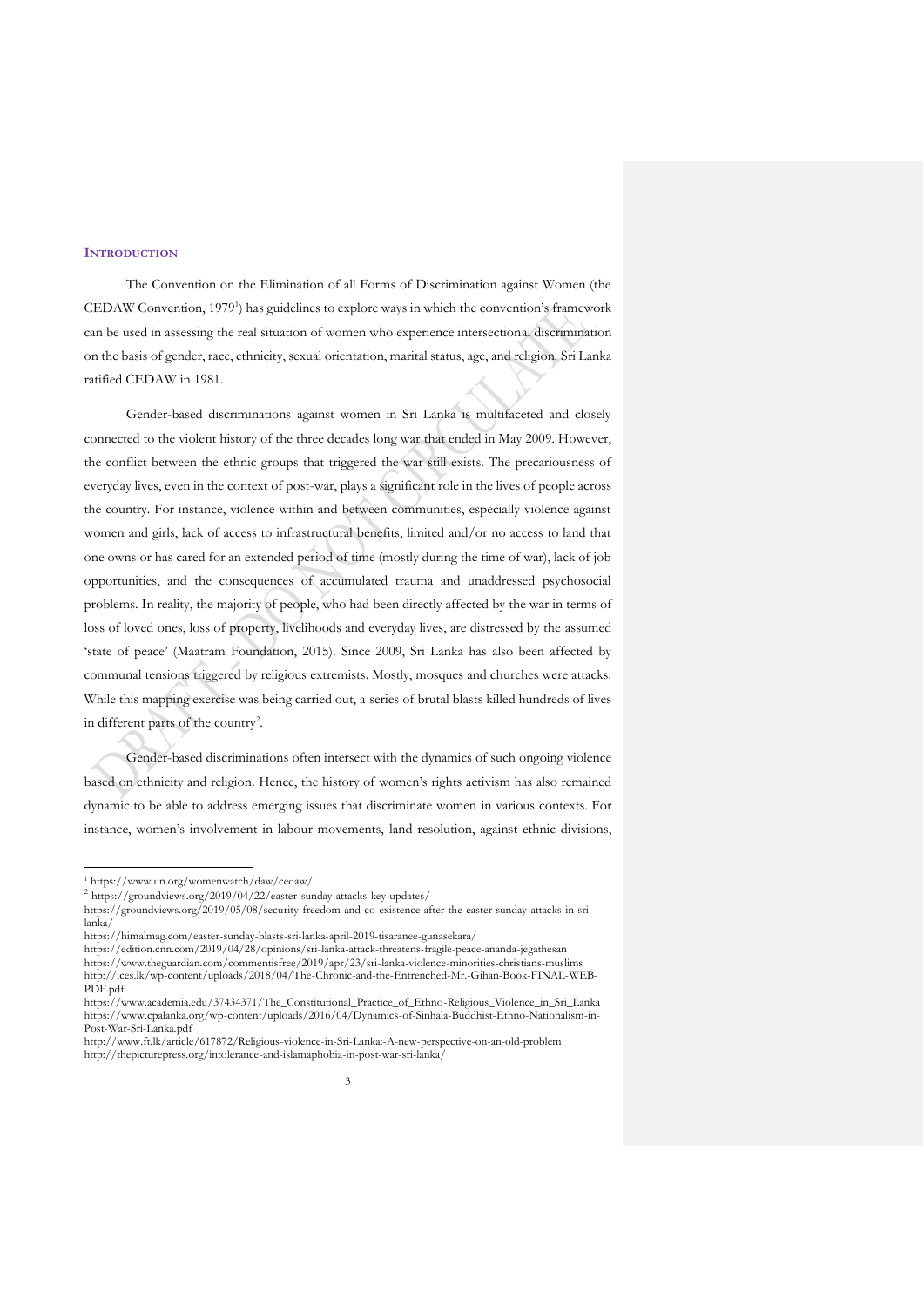## INTRODUCTION

The Convention on the Elimination of all Forms of Discrimination against Women (the CEDAW Convention, 1979[1]) has guidelines to explore ways in which the convention's framework can be used in assessing the real situation of women who experience intersectional discrimination on the basis of gender, race, ethnicity, sexual orientation, marital status, age, and religion. Sri Lanka ratified CEDAW in 1981.

Gender-based discriminations against women in Sri Lanka is multifaceted and closely connected to the violent history of the three decades long war that ended in May 2009. However, the conflict between the ethnic groups that triggered the war still exists. The precariousness of everyday lives, even in the context of post-war, plays a significant role in the lives of people across the country. For instance, violence within and between communities, especially violence against women and girls, lack of access to infrastructural benefits, limited and/or no access to land that one owns or has cared for an extended period of time (mostly during the time of war), lack of job opportunities, and the consequences of accumulated trauma and unaddressed psychosocial problems. In reality, the majority of people, who had been directly affected by the war in terms of loss of loved ones, loss of property, livelihoods and everyday lives, are distressed by the assumed 'state of peace' (Maatram Foundation, 2015). Since 2009, Sri Lanka has also been affected by communal tensions triggered by religious extremists. Mostly, mosques and churches were attacks. While this mapping exercise was being carried out, a series of brutal blasts killed hundreds of lives in different parts of the country[2].

Gender-based discriminations often intersect with the dynamics of such ongoing violence based on ethnicity and religion. Hence, the history of women's rights activism has also remained dynamic to be able to address emerging issues that discriminate women in various contexts. For instance, women's involvement in labour movements, land resolution, against ethnic divisions,

---

[1] https://www.un.org/womenwatch/daw/cedaw/

[2] https://groundviews.org/2019/04/22/easter-sunday-attacks-key-updates/
https://groundviews.org/2019/05/08/security-freedom-and-co-existence-after-the-easter-sunday-attacks-in-sri-lanka/
https://himalmag.com/easter-sunday-blasts-sri-lanka-april-2019-tisaranee-gunasekara/
https://edition.cnn.com/2019/04/28/opinions/sri-lanka-attack-threatens-fragile-peace-ananda-jegathesan
https://www.theguardian.com/commentisfree/2019/apr/23/sri-lanka-violence-minorities-christians-muslims
http://ices.lk/wp-content/uploads/2018/04/The-Chronic-and-the-Entrenched-Mr.-Gihan-Book-FINAL-WEB-PDF.pdf
https://www.academia.edu/37434371/The_Constitutional_Practice_of_Ethno-Religious_Violence_in_Sri_Lanka
https://www.cpalanka.org/wp-content/uploads/2016/04/Dynamics-of-Sinhala-Buddhist-Ethno-Nationalism-in-Post-War-Sri-Lanka.pdf
http://www.ft.lk/article/617872/Religious-violence-in-Sri-Lanka:-A-new-perspective-on-an-old-problem
http://thepicturepress.org/intolerance-and-islamaphobia-in-post-war-sri-lanka/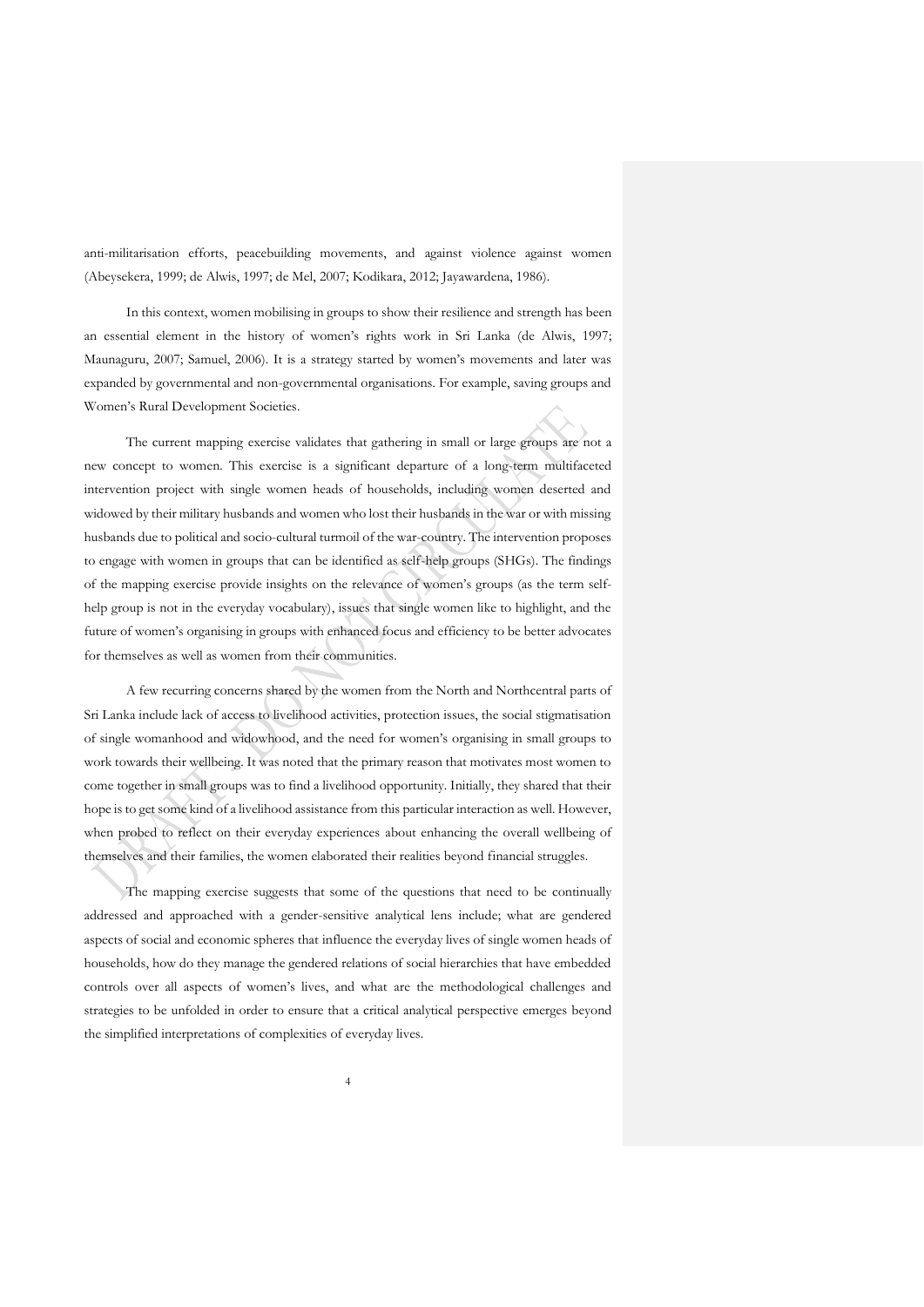anti-militarisation efforts, peacebuilding movements, and against violence against women (Abeysekera, 1999; de Alwis, 1997; de Mel, 2007; Kodikara, 2012; Jayawardena, 1986).

In this context, women mobilising in groups to show their resilience and strength has been an essential element in the history of women's rights work in Sri Lanka (de Alwis, 1997; Maunaguru, 2007; Samuel, 2006). It is a strategy started by women's movements and later was expanded by governmental and non-governmental organisations. For example, saving groups and Women's Rural Development Societies.

The current mapping exercise validates that gathering in small or large groups are not a new concept to women. This exercise is a significant departure of a long-term multifaceted intervention project with single women heads of households, including women deserted and widowed by their military husbands and women who lost their husbands in the war or with missing husbands due to political and socio-cultural turmoil of the war-country. The intervention proposes to engage with women in groups that can be identified as self-help groups (SHGs). The findings of the mapping exercise provide insights on the relevance of women's groups (as the term self-help group is not in the everyday vocabulary), issues that single women like to highlight, and the future of women's organising in groups with enhanced focus and efficiency to be better advocates for themselves as well as women from their communities.

A few recurring concerns shared by the women from the North and Northcentral parts of Sri Lanka include lack of access to livelihood activities, protection issues, the social stigmatisation of single womanhood and widowhood, and the need for women's organising in small groups to work towards their wellbeing. It was noted that the primary reason that motivates most women to come together in small groups was to find a livelihood opportunity. Initially, they shared that their hope is to get some kind of a livelihood assistance from this particular interaction as well. However, when probed to reflect on their everyday experiences about enhancing the overall wellbeing of themselves and their families, the women elaborated their realities beyond financial struggles.

The mapping exercise suggests that some of the questions that need to be continually addressed and approached with a gender-sensitive analytical lens include; what are gendered aspects of social and economic spheres that influence the everyday lives of single women heads of households, how do they manage the gendered relations of social hierarchies that have embedded controls over all aspects of women's lives, and what are the methodological challenges and strategies to be unfolded in order to ensure that a critical analytical perspective emerges beyond the simplified interpretations of complexities of everyday lives.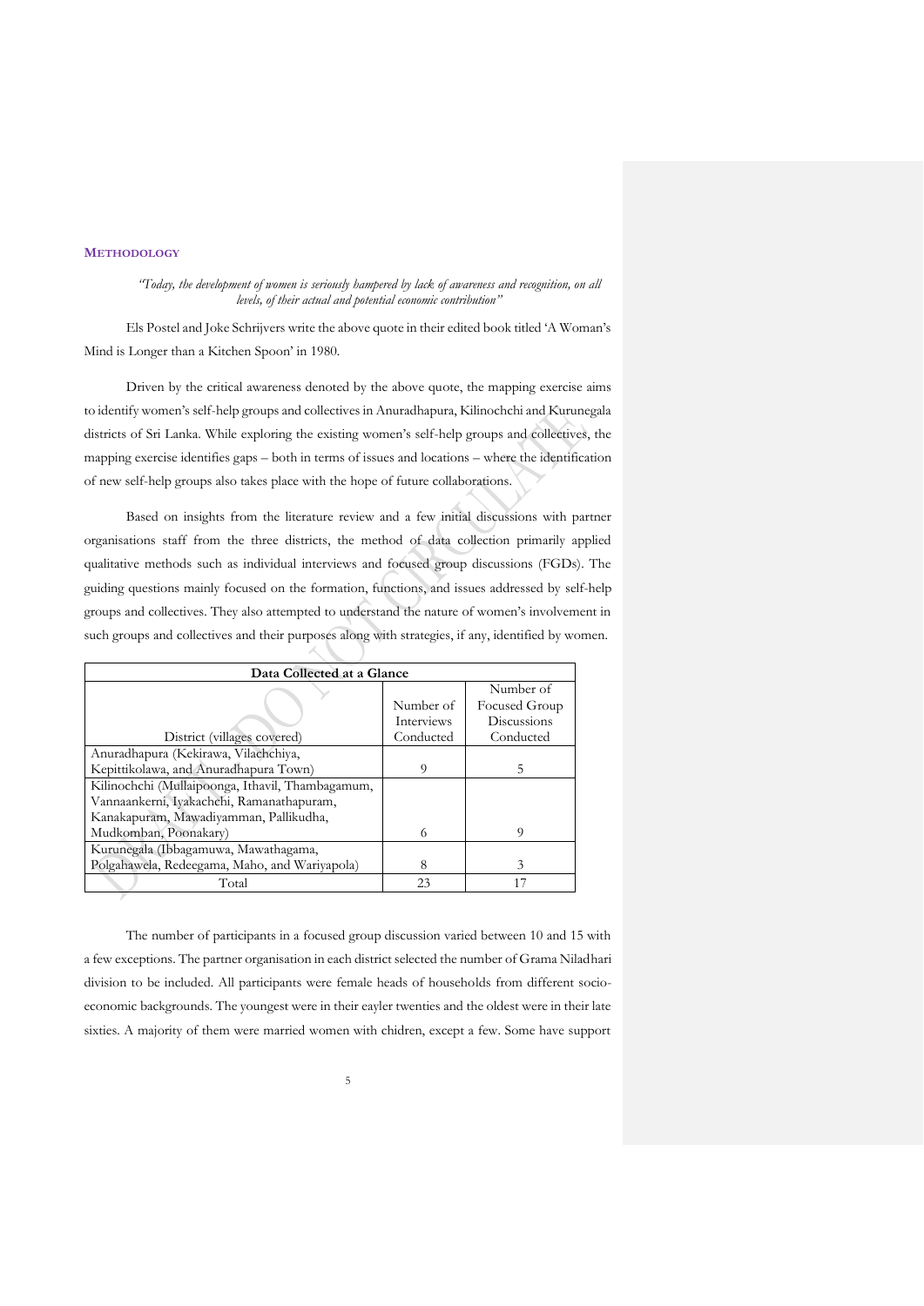## METHODOLOGY

> *"Today, the development of women is seriously hampered by lack of awareness and recognition, on all levels, of their actual and potential economic contribution"*

Els Postel and Joke Schrijvers write the above quote in their edited book titled 'A Woman's Mind is Longer than a Kitchen Spoon' in 1980.

Driven by the critical awareness denoted by the above quote, the mapping exercise aims to identify women's self-help groups and collectives in Anuradhapura, Kilinochchi and Kurunegala districts of Sri Lanka. While exploring the existing women's self-help groups and collectives, the mapping exercise identifies gaps – both in terms of issues and locations – where the identification of new self-help groups also takes place with the hope of future collaborations.

Based on insights from the literature review and a few initial discussions with partner organisations staff from the three districts, the method of data collection primarily applied qualitative methods such as individual interviews and focused group discussions (FGDs). The guiding questions mainly focused on the formation, functions, and issues addressed by self-help groups and collectives. They also attempted to understand the nature of women's involvement in such groups and collectives and their purposes along with strategies, if any, identified by women.

| Data Collected at a Glance | | |
|---|---|---|
| District (villages covered) | Number of Interviews Conducted | Number of Focused Group Discussions Conducted |
| Anuradhapura (Kekirawa, Vilachchiya, Kepittikolawa, and Anuradhapura Town) | 9 | 5 |
| Kilinochchi (Mullaipoonga, Ithavil, Thambagamum, Vannaankerni, Iyakachchi, Ramanathapuram, Kanakapuram, Mawadiyamman, Pallikudha, Mudkomban, Poonakary) | 6 | 9 |
| Kurunegala (Ibbagamuwa, Mawathagama, Polgahawela, Redeegama, Maho, and Wariyapola) | 8 | 3 |
| Total | 23 | 17 |

The number of participants in a focused group discussion varied between 10 and 15 with a few exceptions. The partner organisation in each district selected the number of Grama Niladhari division to be included. All participants were female heads of households from different socio-economic backgrounds. The youngest were in their eayler twenties and the oldest were in their late sixties. A majority of them were married women with chidren, except a few. Some have support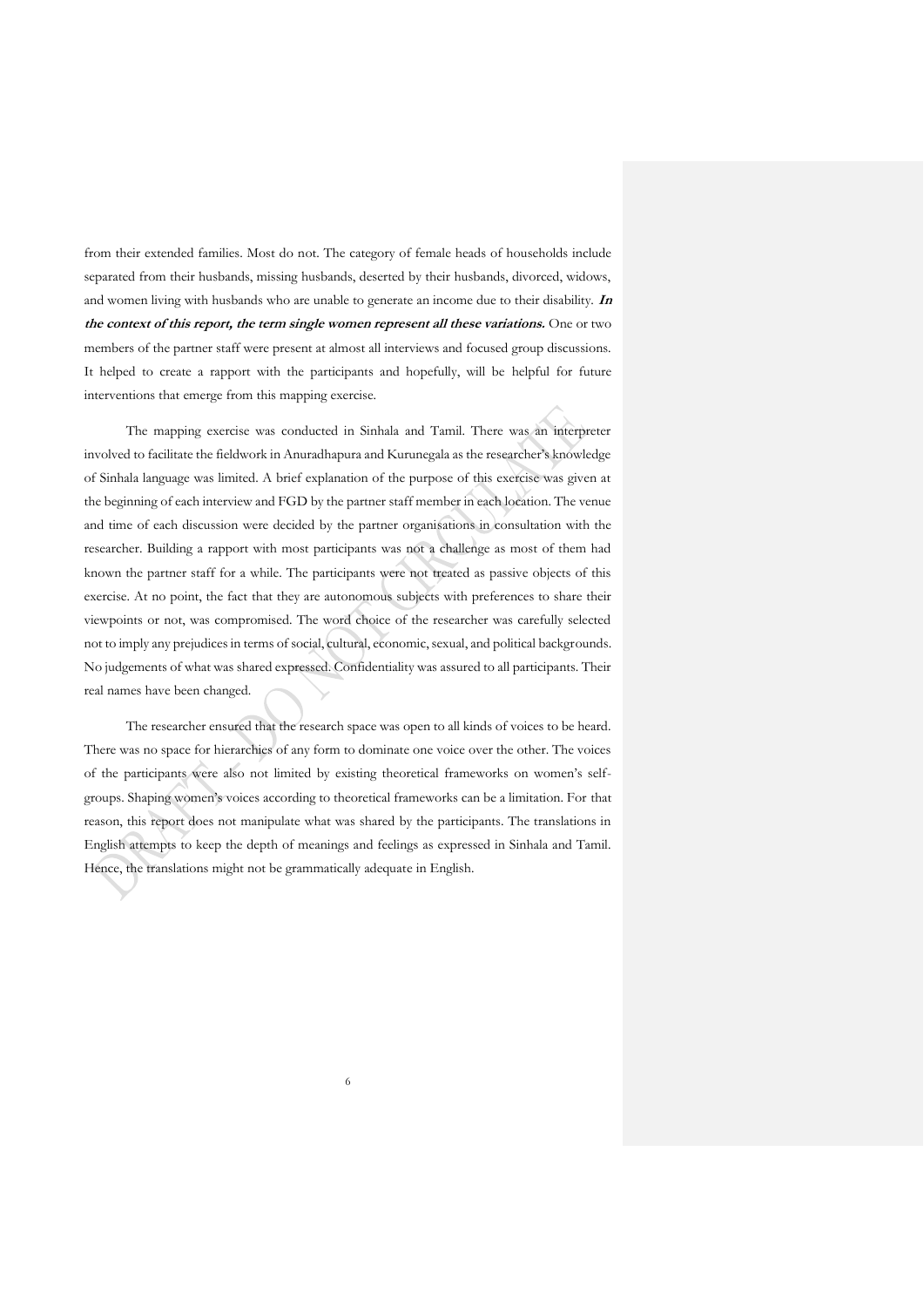from their extended families. Most do not. The category of female heads of households include separated from their husbands, missing husbands, deserted by their husbands, divorced, widows, and women living with husbands who are unable to generate an income due to their disability. ***In the context of this report, the term single women represent all these variations.*** One or two members of the partner staff were present at almost all interviews and focused group discussions. It helped to create a rapport with the participants and hopefully, will be helpful for future interventions that emerge from this mapping exercise.

The mapping exercise was conducted in Sinhala and Tamil. There was an interpreter involved to facilitate the fieldwork in Anuradhapura and Kurunegala as the researcher's knowledge of Sinhala language was limited. A brief explanation of the purpose of this exercise was given at the beginning of each interview and FGD by the partner staff member in each location. The venue and time of each discussion were decided by the partner organisations in consultation with the researcher. Building a rapport with most participants was not a challenge as most of them had known the partner staff for a while. The participants were not treated as passive objects of this exercise. At no point, the fact that they are autonomous subjects with preferences to share their viewpoints or not, was compromised. The word choice of the researcher was carefully selected not to imply any prejudices in terms of social, cultural, economic, sexual, and political backgrounds. No judgements of what was shared expressed. Confidentiality was assured to all participants. Their real names have been changed.

The researcher ensured that the research space was open to all kinds of voices to be heard. There was no space for hierarchies of any form to dominate one voice over the other. The voices of the participants were also not limited by existing theoretical frameworks on women's self-groups. Shaping women's voices according to theoretical frameworks can be a limitation. For that reason, this report does not manipulate what was shared by the participants. The translations in English attempts to keep the depth of meanings and feelings as expressed in Sinhala and Tamil. Hence, the translations might not be grammatically adequate in English.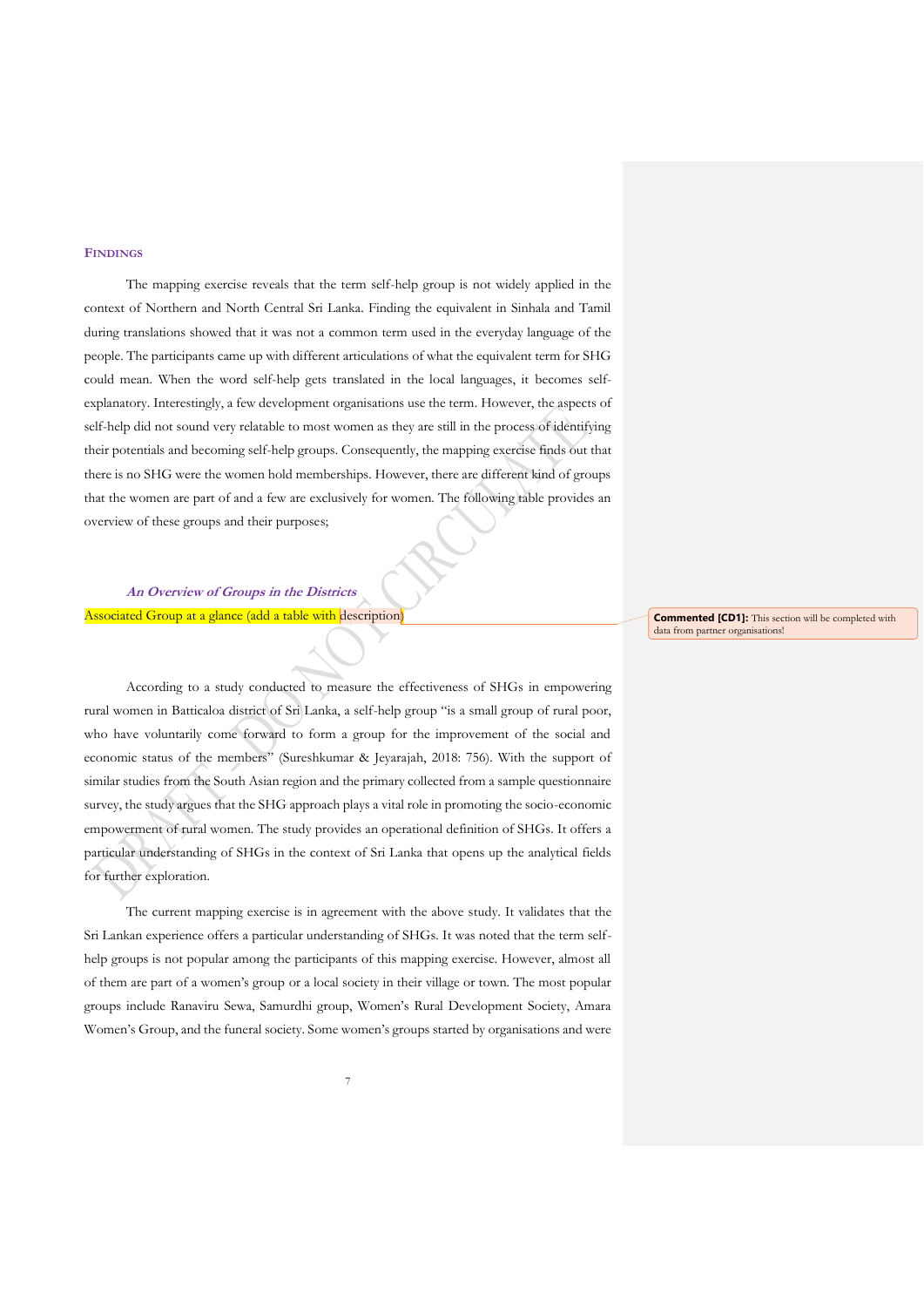## FINDINGS

The mapping exercise reveals that the term self-help group is not widely applied in the context of Northern and North Central Sri Lanka. Finding the equivalent in Sinhala and Tamil during translations showed that it was not a common term used in the everyday language of the people. The participants came up with different articulations of what the equivalent term for SHG could mean. When the word self-help gets translated in the local languages, it becomes self-explanatory. Interestingly, a few development organisations use the term. However, the aspects of self-help did not sound very relatable to most women as they are still in the process of identifying their potentials and becoming self-help groups. Consequently, the mapping exercise finds out that there is no SHG were the women hold memberships. However, there are different kind of groups that the women are part of and a few are exclusively for women. The following table provides an overview of these groups and their purposes;

### *An Overview of Groups in the Districts*

Associated Group at a glance (add a table with description)

Commented [CD1]: This section will be completed with data from partner organisations!

According to a study conducted to measure the effectiveness of SHGs in empowering rural women in Batticaloa district of Sri Lanka, a self-help group "is a small group of rural poor, who have voluntarily come forward to form a group for the improvement of the social and economic status of the members" (Sureshkumar & Jeyarajah, 2018: 756). With the support of similar studies from the South Asian region and the primary collected from a sample questionnaire survey, the study argues that the SHG approach plays a vital role in promoting the socio-economic empowerment of rural women. The study provides an operational definition of SHGs. It offers a particular understanding of SHGs in the context of Sri Lanka that opens up the analytical fields for further exploration.

The current mapping exercise is in agreement with the above study. It validates that the Sri Lankan experience offers a particular understanding of SHGs. It was noted that the term self-help groups is not popular among the participants of this mapping exercise. However, almost all of them are part of a women's group or a local society in their village or town. The most popular groups include Ranaviru Sewa, Samurdhi group, Women's Rural Development Society, Amara Women's Group, and the funeral society. Some women's groups started by organisations and were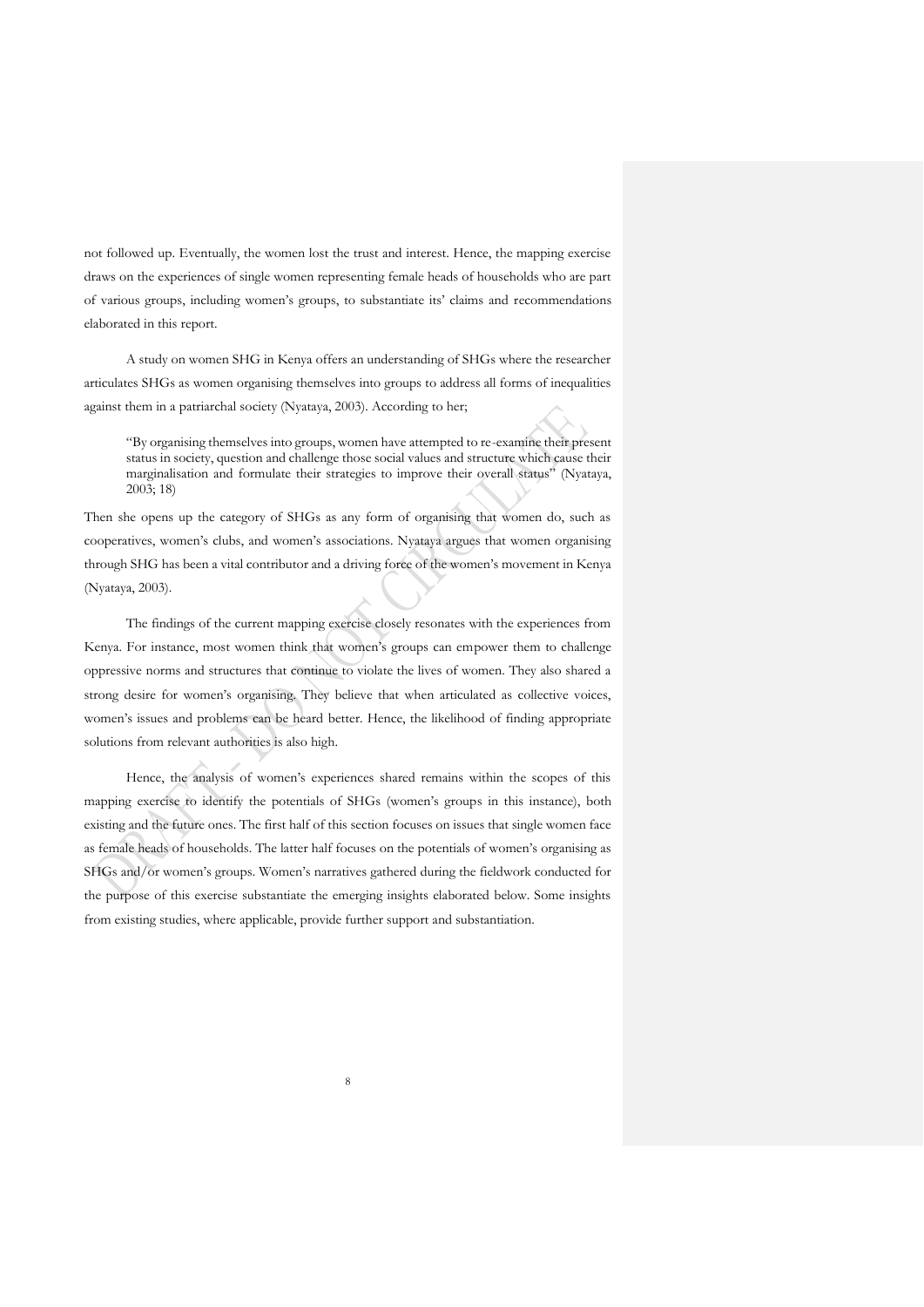not followed up. Eventually, the women lost the trust and interest. Hence, the mapping exercise draws on the experiences of single women representing female heads of households who are part of various groups, including women's groups, to substantiate its' claims and recommendations elaborated in this report.

A study on women SHG in Kenya offers an understanding of SHGs where the researcher articulates SHGs as women organising themselves into groups to address all forms of inequalities against them in a patriarchal society (Nyataya, 2003). According to her;

> "By organising themselves into groups, women have attempted to re-examine their present status in society, question and challenge those social values and structure which cause their marginalisation and formulate their strategies to improve their overall status" (Nyataya, 2003; 18)

Then she opens up the category of SHGs as any form of organising that women do, such as cooperatives, women's clubs, and women's associations. Nyataya argues that women organising through SHG has been a vital contributor and a driving force of the women's movement in Kenya (Nyataya, 2003).

The findings of the current mapping exercise closely resonates with the experiences from Kenya. For instance, most women think that women's groups can empower them to challenge oppressive norms and structures that continue to violate the lives of women. They also shared a strong desire for women's organising. They believe that when articulated as collective voices, women's issues and problems can be heard better. Hence, the likelihood of finding appropriate solutions from relevant authorities is also high.

Hence, the analysis of women's experiences shared remains within the scopes of this mapping exercise to identify the potentials of SHGs (women's groups in this instance), both existing and the future ones. The first half of this section focuses on issues that single women face as female heads of households. The latter half focuses on the potentials of women's organising as SHGs and/or women's groups. Women's narratives gathered during the fieldwork conducted for the purpose of this exercise substantiate the emerging insights elaborated below. Some insights from existing studies, where applicable, provide further support and substantiation.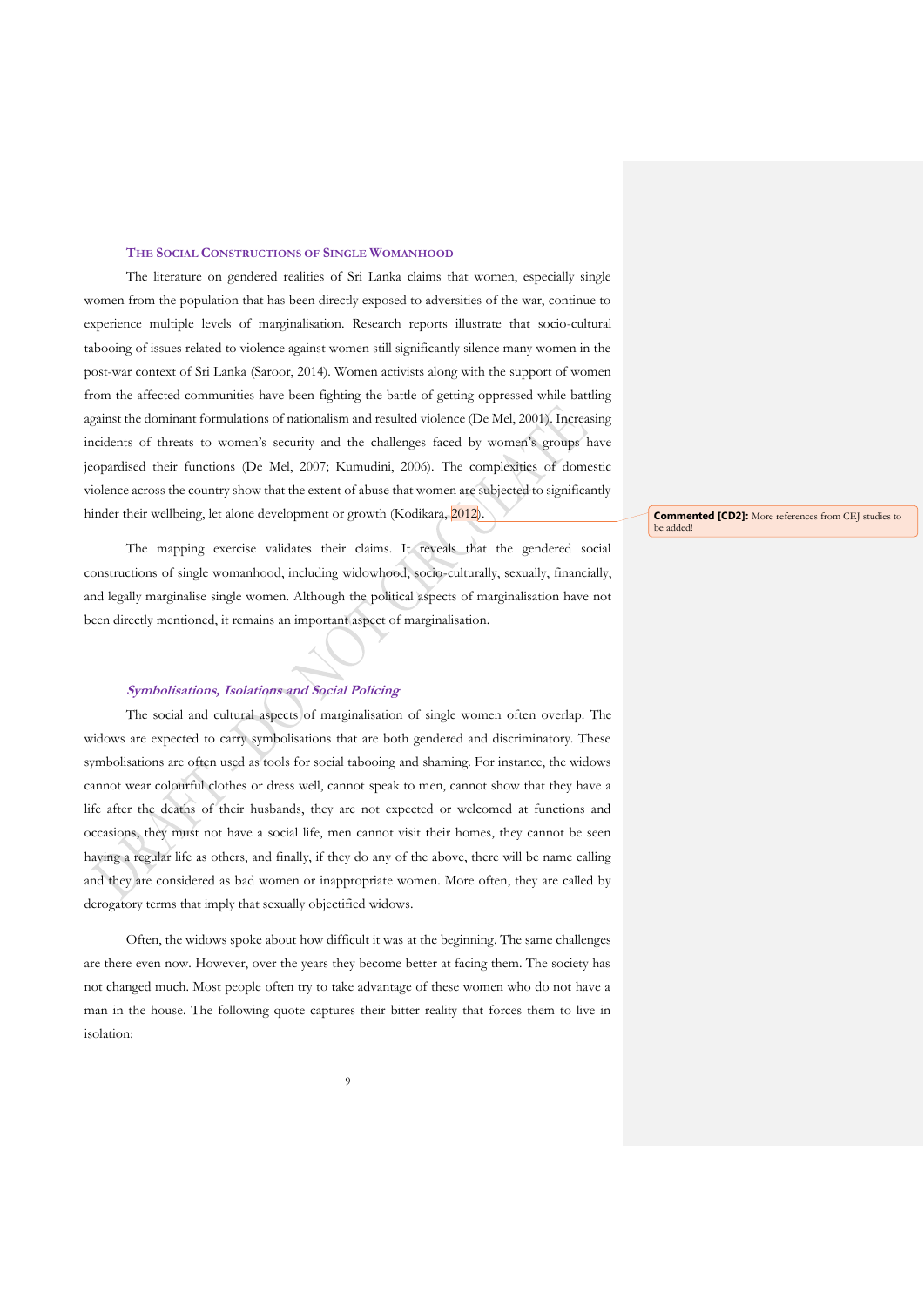## THE SOCIAL CONSTRUCTIONS OF SINGLE WOMANHOOD

The literature on gendered realities of Sri Lanka claims that women, especially single women from the population that has been directly exposed to adversities of the war, continue to experience multiple levels of marginalisation. Research reports illustrate that socio-cultural tabooing of issues related to violence against women still significantly silence many women in the post-war context of Sri Lanka (Saroor, 2014). Women activists along with the support of women from the affected communities have been fighting the battle of getting oppressed while battling against the dominant formulations of nationalism and resulted violence (De Mel, 2001). Increasing incidents of threats to women's security and the challenges faced by women's groups have jeopardised their functions (De Mel, 2007; Kumudini, 2006). The complexities of domestic violence across the country show that the extent of abuse that women are subjected to significantly hinder their wellbeing, let alone development or growth (Kodikara, 2012).

The mapping exercise validates their claims. It reveals that the gendered social constructions of single womanhood, including widowhood, socio-culturally, sexually, financially, and legally marginalise single women. Although the political aspects of marginalisation have not been directly mentioned, it remains an important aspect of marginalisation.

### *Symbolisations, Isolations and Social Policing*

The social and cultural aspects of marginalisation of single women often overlap. The widows are expected to carry symbolisations that are both gendered and discriminatory. These symbolisations are often used as tools for social tabooing and shaming. For instance, the widows cannot wear colourful clothes or dress well, cannot speak to men, cannot show that they have a life after the deaths of their husbands, they are not expected or welcomed at functions and occasions, they must not have a social life, men cannot visit their homes, they cannot be seen having a regular life as others, and finally, if they do any of the above, there will be name calling and they are considered as bad women or inappropriate women. More often, they are called by derogatory terms that imply that sexually objectified widows.

Often, the widows spoke about how difficult it was at the beginning. The same challenges are there even now. However, over the years they become better at facing them. The society has not changed much. Most people often try to take advantage of these women who do not have a man in the house. The following quote captures their bitter reality that forces them to live in isolation: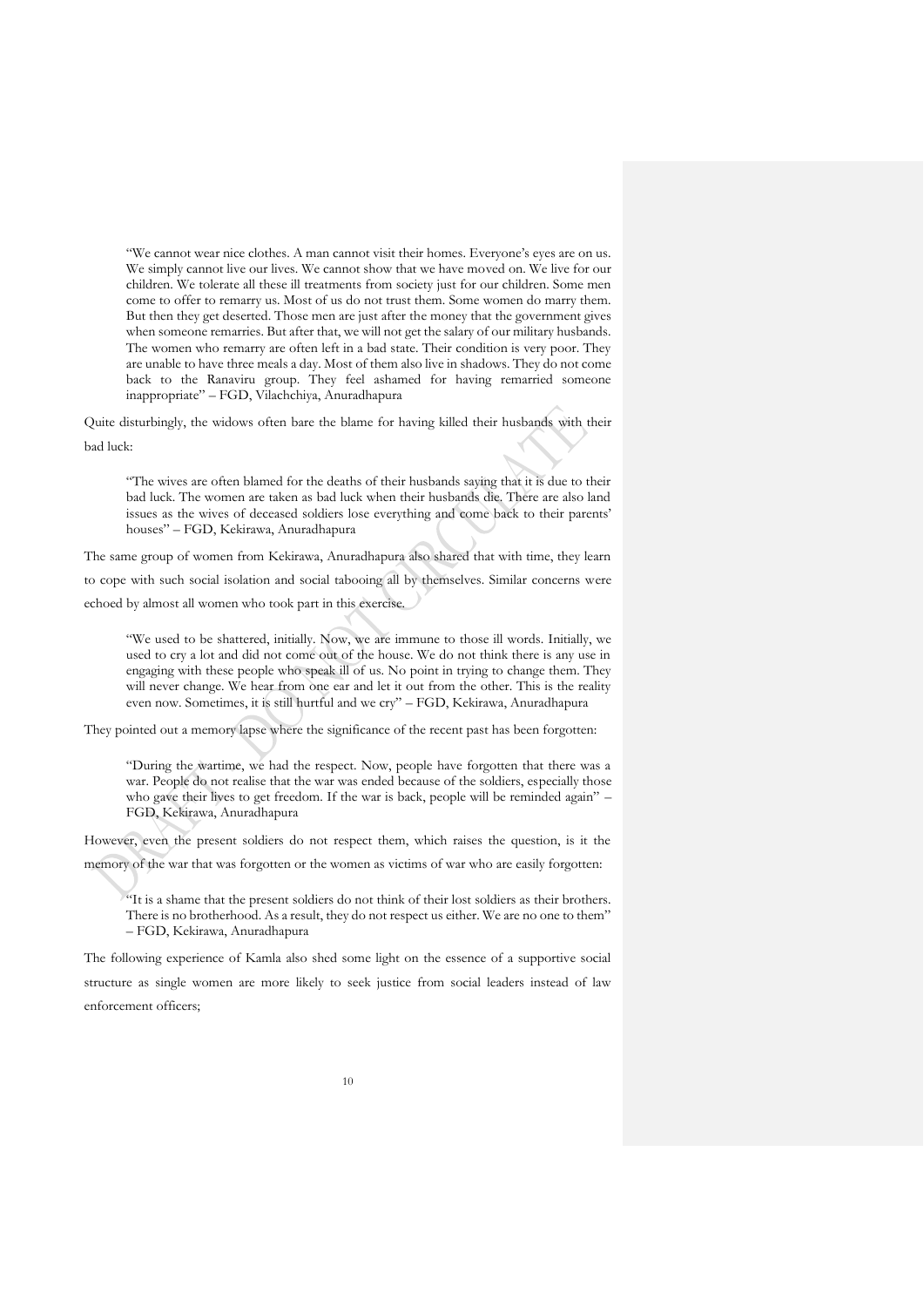> "We cannot wear nice clothes. A man cannot visit their homes. Everyone's eyes are on us. We simply cannot live our lives. We cannot show that we have moved on. We live for our children. We tolerate all these ill treatments from society just for our children. Some men come to offer to remarry us. Most of us do not trust them. Some women do marry them. But then they get deserted. Those men are just after the money that the government gives when someone remarries. But after that, we will not get the salary of our military husbands. The women who remarry are often left in a bad state. Their condition is very poor. They are unable to have three meals a day. Most of them also live in shadows. They do not come back to the Ranaviru group. They feel ashamed for having remarried someone inappropriate" – FGD, Vilachchiya, Anuradhapura

Quite disturbingly, the widows often bare the blame for having killed their husbands with their bad luck:

> "The wives are often blamed for the deaths of their husbands saying that it is due to their bad luck. The women are taken as bad luck when their husbands die. There are also land issues as the wives of deceased soldiers lose everything and come back to their parents' houses" – FGD, Kekirawa, Anuradhapura

The same group of women from Kekirawa, Anuradhapura also shared that with time, they learn to cope with such social isolation and social tabooing all by themselves. Similar concerns were echoed by almost all women who took part in this exercise.

> "We used to be shattered, initially. Now, we are immune to those ill words. Initially, we used to cry a lot and did not come out of the house. We do not think there is any use in engaging with these people who speak ill of us. No point in trying to change them. They will never change. We hear from one ear and let it out from the other. This is the reality even now. Sometimes, it is still hurtful and we cry" – FGD, Kekirawa, Anuradhapura

They pointed out a memory lapse where the significance of the recent past has been forgotten:

> "During the wartime, we had the respect. Now, people have forgotten that there was a war. People do not realise that the war was ended because of the soldiers, especially those who gave their lives to get freedom. If the war is back, people will be reminded again" – FGD, Kekirawa, Anuradhapura

However, even the present soldiers do not respect them, which raises the question, is it the memory of the war that was forgotten or the women as victims of war who are easily forgotten:

> "It is a shame that the present soldiers do not think of their lost soldiers as their brothers. There is no brotherhood. As a result, they do not respect us either. We are no one to them" – FGD, Kekirawa, Anuradhapura

The following experience of Kamla also shed some light on the essence of a supportive social structure as single women are more likely to seek justice from social leaders instead of law enforcement officers;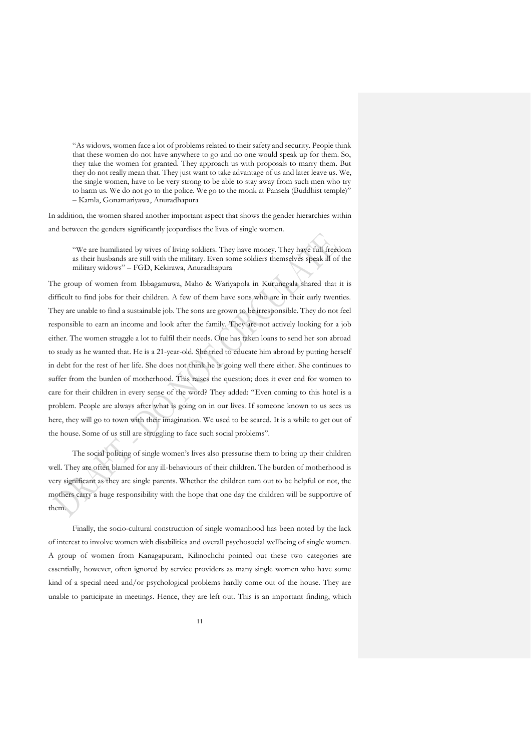> "As widows, women face a lot of problems related to their safety and security. People think that these women do not have anywhere to go and no one would speak up for them. So, they take the women for granted. They approach us with proposals to marry them. But they do not really mean that. They just want to take advantage of us and later leave us. We, the single women, have to be very strong to be able to stay away from such men who try to harm us. We do not go to the police. We go to the monk at Pansela (Buddhist temple)" – Kamla, Gonamariyawa, Anuradhapura

In addition, the women shared another important aspect that shows the gender hierarchies within and between the genders significantly jeopardises the lives of single women.

> "We are humiliated by wives of living soldiers. They have money. They have full freedom as their husbands are still with the military. Even some soldiers themselves speak ill of the military widows" – FGD, Kekirawa, Anuradhapura

The group of women from Ibbagamuwa, Maho & Wariyapola in Kurunegala shared that it is difficult to find jobs for their children. A few of them have sons who are in their early twenties. They are unable to find a sustainable job. The sons are grown to be irresponsible. They do not feel responsible to earn an income and look after the family. They are not actively looking for a job either. The women struggle a lot to fulfil their needs. One has taken loans to send her son abroad to study as he wanted that. He is a 21-year-old. She tried to educate him abroad by putting herself in debt for the rest of her life. She does not think he is going well there either. She continues to suffer from the burden of motherhood. This raises the question; does it ever end for women to care for their children in every sense of the word? They added: "Even coming to this hotel is a problem. People are always after what is going on in our lives. If someone known to us sees us here, they will go to town with their imagination. We used to be scared. It is a while to get out of the house. Some of us still are struggling to face such social problems".

The social policing of single women's lives also pressurise them to bring up their children well. They are often blamed for any ill-behaviours of their children. The burden of motherhood is very significant as they are single parents. Whether the children turn out to be helpful or not, the mothers carry a huge responsibility with the hope that one day the children will be supportive of them.

Finally, the socio-cultural construction of single womanhood has been noted by the lack of interest to involve women with disabilities and overall psychosocial wellbeing of single women. A group of women from Kanagapuram, Kilinochchi pointed out these two categories are essentially, however, often ignored by service providers as many single women who have some kind of a special need and/or psychological problems hardly come out of the house. They are unable to participate in meetings. Hence, they are left out. This is an important finding, which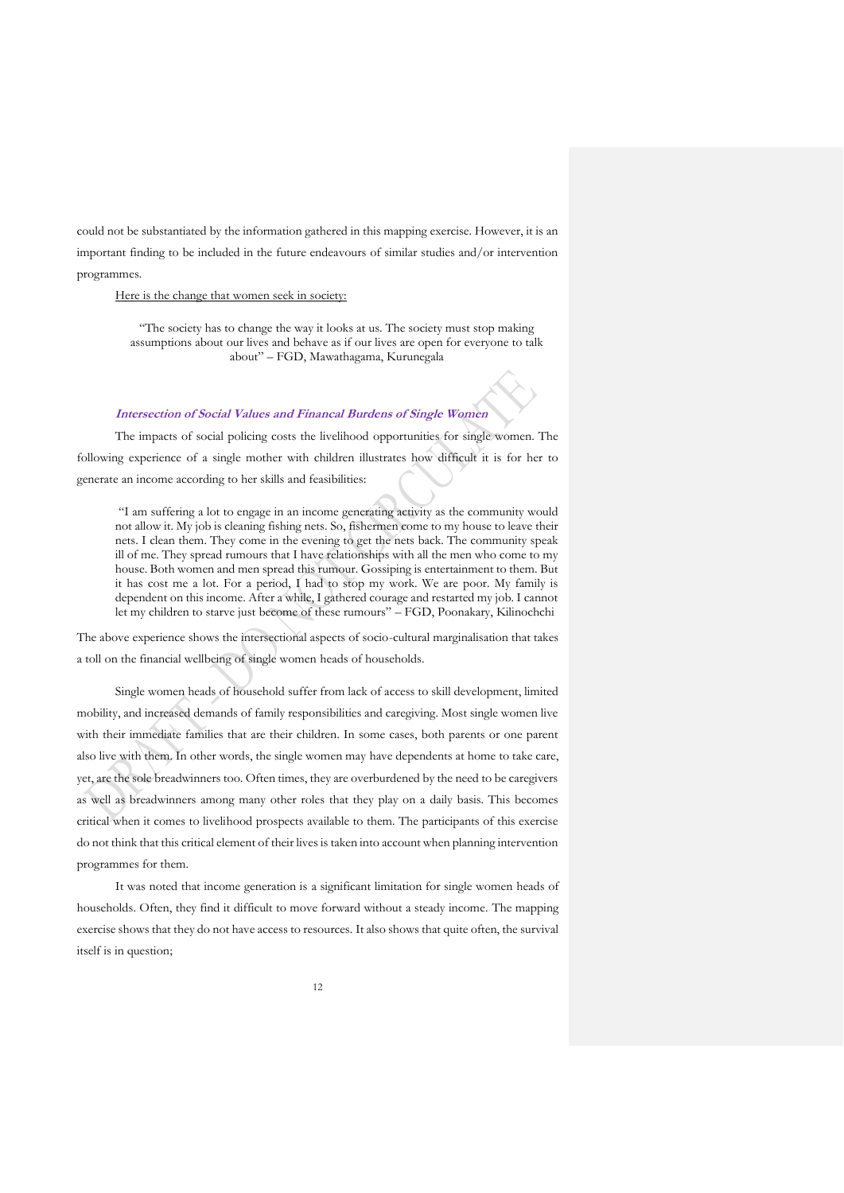could not be substantiated by the information gathered in this mapping exercise. However, it is an important finding to be included in the future endeavours of similar studies and/or intervention programmes.

Here is the change that women seek in society:

> "The society has to change the way it looks at us. The society must stop making assumptions about our lives and behave as if our lives are open for everyone to talk about" – FGD, Mawathagama, Kurunegala

***Intersection of Social Values and Financal Burdens of Single Women***

The impacts of social policing costs the livelihood opportunities for single women. The following experience of a single mother with children illustrates how difficult it is for her to generate an income according to her skills and feasibilities:

> "I am suffering a lot to engage in an income generating activity as the community would not allow it. My job is cleaning fishing nets. So, fishermen come to my house to leave their nets. I clean them. They come in the evening to get the nets back. The community speak ill of me. They spread rumours that I have relationships with all the men who come to my house. Both women and men spread this rumour. Gossiping is entertainment to them. But it has cost me a lot. For a period, I had to stop my work. We are poor. My family is dependent on this income. After a while, I gathered courage and restarted my job. I cannot let my children to starve just become of these rumours" – FGD, Poonakary, Kilinochchi

The above experience shows the intersectional aspects of socio-cultural marginalisation that takes a toll on the financial wellbeing of single women heads of households.

Single women heads of household suffer from lack of access to skill development, limited mobility, and increased demands of family responsibilities and caregiving. Most single women live with their immediate families that are their children. In some cases, both parents or one parent also live with them. In other words, the single women may have dependents at home to take care, yet, are the sole breadwinners too. Often times, they are overburdened by the need to be caregivers as well as breadwinners among many other roles that they play on a daily basis. This becomes critical when it comes to livelihood prospects available to them. The participants of this exercise do not think that this critical element of their lives is taken into account when planning intervention programmes for them.

It was noted that income generation is a significant limitation for single women heads of households. Often, they find it difficult to move forward without a steady income. The mapping exercise shows that they do not have access to resources. It also shows that quite often, the survival itself is in question;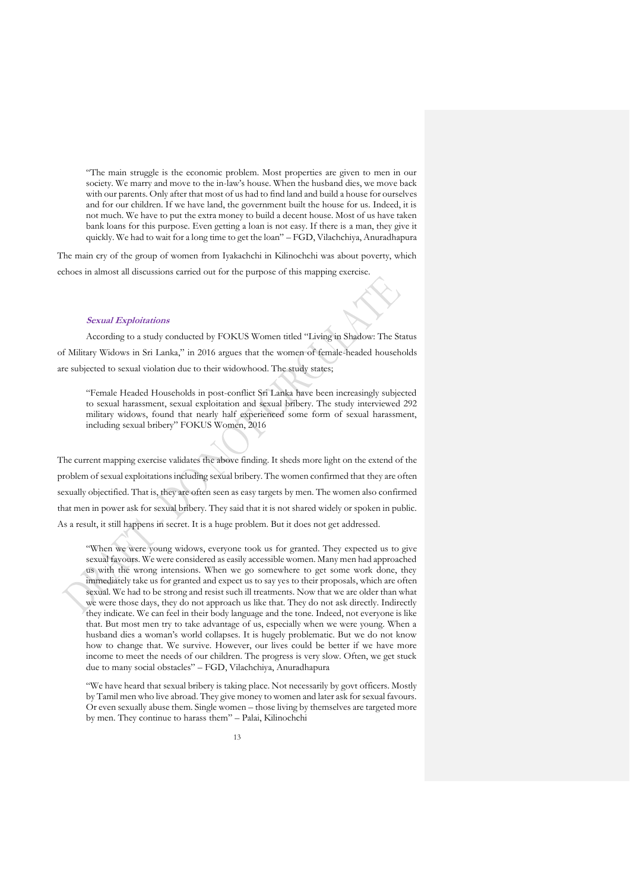> "The main struggle is the economic problem. Most properties are given to men in our society. We marry and move to the in-law's house. When the husband dies, we move back with our parents. Only after that most of us had to find land and build a house for ourselves and for our children. If we have land, the government built the house for us. Indeed, it is not much. We have to put the extra money to build a decent house. Most of us have taken bank loans for this purpose. Even getting a loan is not easy. If there is a man, they give it quickly. We had to wait for a long time to get the loan" – FGD, Vilachchiya, Anuradhapura

The main cry of the group of women from Iyakachchi in Kilinochchi was about poverty, which echoes in almost all discussions carried out for the purpose of this mapping exercise.

#### *Sexual Exploitations*

According to a study conducted by FOKUS Women titled "Living in Shadow: The Status of Military Widows in Sri Lanka," in 2016 argues that the women of female-headed households are subjected to sexual violation due to their widowhood. The study states;

> "Female Headed Households in post-conflict Sri Lanka have been increasingly subjected to sexual harassment, sexual exploitation and sexual bribery. The study interviewed 292 military widows, found that nearly half experienced some form of sexual harassment, including sexual bribery" FOKUS Women, 2016

The current mapping exercise validates the above finding. It sheds more light on the extend of the problem of sexual exploitations including sexual bribery. The women confirmed that they are often sexually objectified. That is, they are often seen as easy targets by men. The women also confirmed that men in power ask for sexual bribery. They said that it is not shared widely or spoken in public. As a result, it still happens in secret. It is a huge problem. But it does not get addressed.

> "When we were young widows, everyone took us for granted. They expected us to give sexual favours. We were considered as easily accessible women. Many men had approached us with the wrong intensions. When we go somewhere to get some work done, they immediately take us for granted and expect us to say yes to their proposals, which are often sexual. We had to be strong and resist such ill treatments. Now that we are older than what we were those days, they do not approach us like that. They do not ask directly. Indirectly they indicate. We can feel in their body language and the tone. Indeed, not everyone is like that. But most men try to take advantage of us, especially when we were young. When a husband dies a woman's world collapses. It is hugely problematic. But we do not know how to change that. We survive. However, our lives could be better if we have more income to meet the needs of our children. The progress is very slow. Often, we get stuck due to many social obstacles" – FGD, Vilachchiya, Anuradhapura

> "We have heard that sexual bribery is taking place. Not necessarily by govt officers. Mostly by Tamil men who live abroad. They give money to women and later ask for sexual favours. Or even sexually abuse them. Single women – those living by themselves are targeted more by men. They continue to harass them" – Palai, Kilinochchi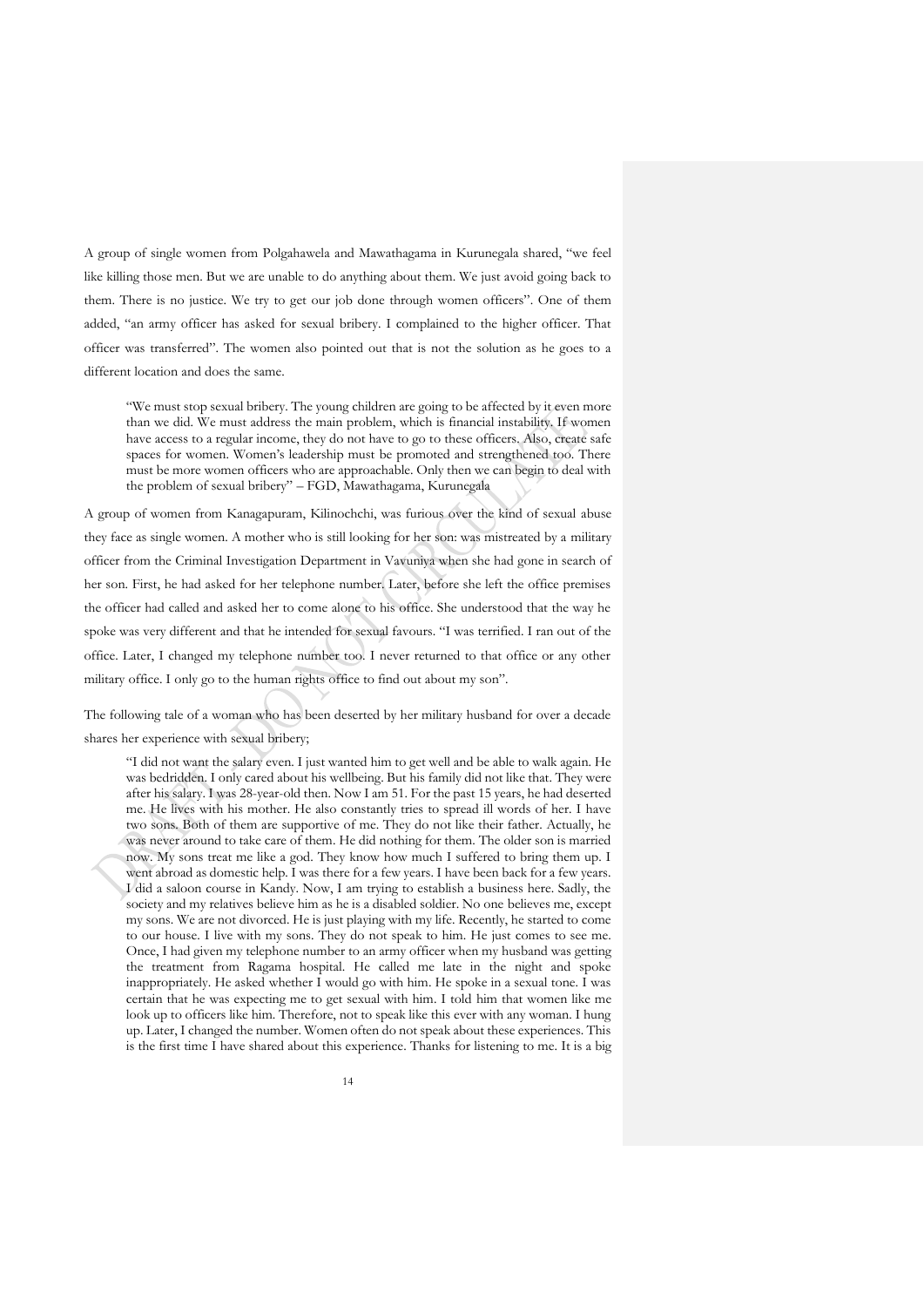A group of single women from Polgahawela and Mawathagama in Kurunegala shared, "we feel like killing those men. But we are unable to do anything about them. We just avoid going back to them. There is no justice. We try to get our job done through women officers". One of them added, "an army officer has asked for sexual bribery. I complained to the higher officer. That officer was transferred". The women also pointed out that is not the solution as he goes to a different location and does the same.

> "We must stop sexual bribery. The young children are going to be affected by it even more than we did. We must address the main problem, which is financial instability. If women have access to a regular income, they do not have to go to these officers. Also, create safe spaces for women. Women's leadership must be promoted and strengthened too. There must be more women officers who are approachable. Only then we can begin to deal with the problem of sexual bribery" – FGD, Mawathagama, Kurunegala

A group of women from Kanagapuram, Kilinochchi, was furious over the kind of sexual abuse they face as single women. A mother who is still looking for her son: was mistreated by a military officer from the Criminal Investigation Department in Vavuniya when she had gone in search of her son. First, he had asked for her telephone number. Later, before she left the office premises the officer had called and asked her to come alone to his office. She understood that the way he spoke was very different and that he intended for sexual favours. "I was terrified. I ran out of the office. Later, I changed my telephone number too. I never returned to that office or any other military office. I only go to the human rights office to find out about my son".

The following tale of a woman who has been deserted by her military husband for over a decade shares her experience with sexual bribery;

> "I did not want the salary even. I just wanted him to get well and be able to walk again. He was bedridden. I only cared about his wellbeing. But his family did not like that. They were after his salary. I was 28-year-old then. Now I am 51. For the past 15 years, he had deserted me. He lives with his mother. He also constantly tries to spread ill words of her. I have two sons. Both of them are supportive of me. They do not like their father. Actually, he was never around to take care of them. He did nothing for them. The older son is married now. My sons treat me like a god. They know how much I suffered to bring them up. I went abroad as domestic help. I was there for a few years. I have been back for a few years. I did a saloon course in Kandy. Now, I am trying to establish a business here. Sadly, the society and my relatives believe him as he is a disabled soldier. No one believes me, except my sons. We are not divorced. He is just playing with my life. Recently, he started to come to our house. I live with my sons. They do not speak to him. He just comes to see me. Once, I had given my telephone number to an army officer when my husband was getting the treatment from Ragama hospital. He called me late in the night and spoke inappropriately. He asked whether I would go with him. He spoke in a sexual tone. I was certain that he was expecting me to get sexual with him. I told him that women like me look up to officers like him. Therefore, not to speak like this ever with any woman. I hung up. Later, I changed the number. Women often do not speak about these experiences. This is the first time I have shared about this experience. Thanks for listening to me. It is a big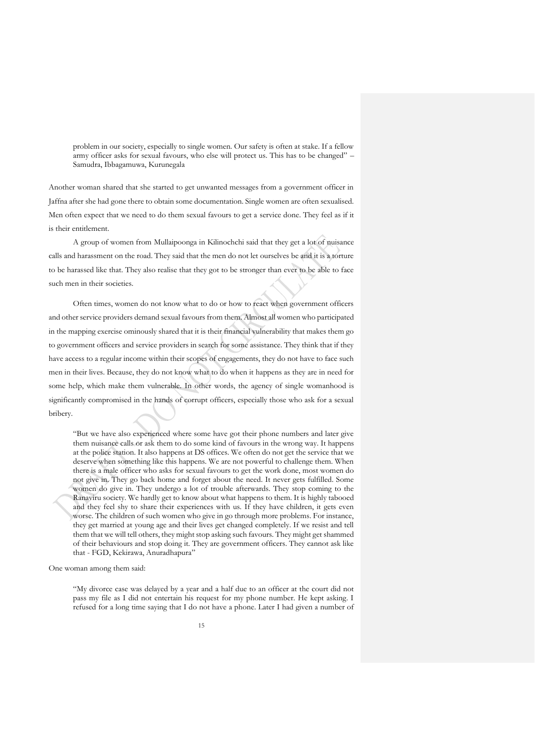> problem in our society, especially to single women. Our safety is often at stake. If a fellow army officer asks for sexual favours, who else will protect us. This has to be changed" – Samudra, Ibbagamuwa, Kurunegala

Another woman shared that she started to get unwanted messages from a government officer in Jaffna after she had gone there to obtain some documentation. Single women are often sexualised. Men often expect that we need to do them sexual favours to get a service done. They feel as if it is their entitlement.

A group of women from Mullaipoonga in Kilinochchi said that they get a lot of nuisance calls and harassment on the road. They said that the men do not let ourselves be and it is a torture to be harassed like that. They also realise that they got to be stronger than ever to be able to face such men in their societies.

Often times, women do not know what to do or how to react when government officers and other service providers demand sexual favours from them. Almost all women who participated in the mapping exercise ominously shared that it is their financial vulnerability that makes them go to government officers and service providers in search for some assistance. They think that if they have access to a regular income within their scopes of engagements, they do not have to face such men in their lives. Because, they do not know what to do when it happens as they are in need for some help, which make them vulnerable. In other words, the agency of single womanhood is significantly compromised in the hands of corrupt officers, especially those who ask for a sexual bribery.

> "But we have also experienced where some have got their phone numbers and later give them nuisance calls or ask them to do some kind of favours in the wrong way. It happens at the police station. It also happens at DS offices. We often do not get the service that we deserve when something like this happens. We are not powerful to challenge them. When there is a male officer who asks for sexual favours to get the work done, most women do not give in. They go back home and forget about the need. It never gets fulfilled. Some women do give in. They undergo a lot of trouble afterwards. They stop coming to the Ranaviru society. We hardly get to know about what happens to them. It is highly tabooed and they feel shy to share their experiences with us. If they have children, it gets even worse. The children of such women who give in go through more problems. For instance, they get married at young age and their lives get changed completely. If we resist and tell them that we will tell others, they might stop asking such favours. They might get shammed of their behaviours and stop doing it. They are government officers. They cannot ask like that - FGD, Kekirawa, Anuradhapura"

One woman among them said:

> "My divorce case was delayed by a year and a half due to an officer at the court did not pass my file as I did not entertain his request for my phone number. He kept asking. I refused for a long time saying that I do not have a phone. Later I had given a number of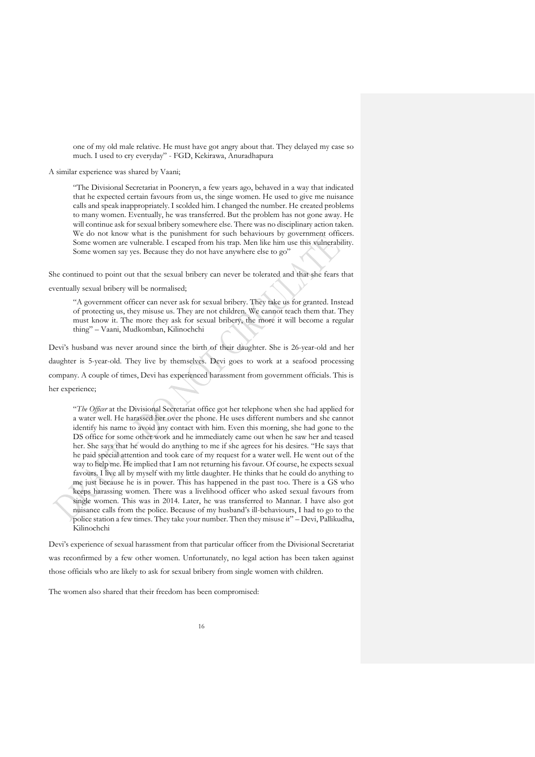> one of my old male relative. He must have got angry about that. They delayed my case so much. I used to cry everyday" - FGD, Kekirawa, Anuradhapura

A similar experience was shared by Vaani;

> "The Divisional Secretariat in Pooneryn, a few years ago, behaved in a way that indicated that he expected certain favours from us, the singe women. He used to give me nuisance calls and speak inappropriately. I scolded him. I changed the number. He created problems to many women. Eventually, he was transferred. But the problem has not gone away. He will continue ask for sexual bribery somewhere else. There was no disciplinary action taken. We do not know what is the punishment for such behaviours by government officers. Some women are vulnerable. I escaped from his trap. Men like him use this vulnerability. Some women say yes. Because they do not have anywhere else to go"

She continued to point out that the sexual bribery can never be tolerated and that she fears that eventually sexual bribery will be normalised;

> "A government officer can never ask for sexual bribery. They take us for granted. Instead of protecting us, they misuse us. They are not children. We cannot teach them that. They must know it. The more they ask for sexual bribery, the more it will become a regular thing" – Vaani, Mudkomban, Kilinochchi

Devi's husband was never around since the birth of their daughter. She is 26-year-old and her daughter is 5-year-old. They live by themselves. Devi goes to work at a seafood processing company. A couple of times, Devi has experienced harassment from government officials. This is her experience;

> "*The Officer* at the Divisional Secretariat office got her telephone when she had applied for a water well. He harassed her over the phone. He uses different numbers and she cannot identify his name to avoid any contact with him. Even this morning, she had gone to the DS office for some other work and he immediately came out when he saw her and teased her. She says that he would do anything to me if she agrees for his desires. "He says that he paid special attention and took care of my request for a water well. He went out of the way to help me. He implied that I am not returning his favour. Of course, he expects sexual favours. I live all by myself with my little daughter. He thinks that he could do anything to me just because he is in power. This has happened in the past too. There is a GS who keeps harassing women. There was a livelihood officer who asked sexual favours from single women. This was in 2014. Later, he was transferred to Mannar. I have also got nuisance calls from the police. Because of my husband's ill-behaviours, I had to go to the police station a few times. They take your number. Then they misuse it" – Devi, Pallikudha, Kilinochchi

Devi's experience of sexual harassment from that particular officer from the Divisional Secretariat was reconfirmed by a few other women. Unfortunately, no legal action has been taken against those officials who are likely to ask for sexual bribery from single women with children.

The women also shared that their freedom has been compromised: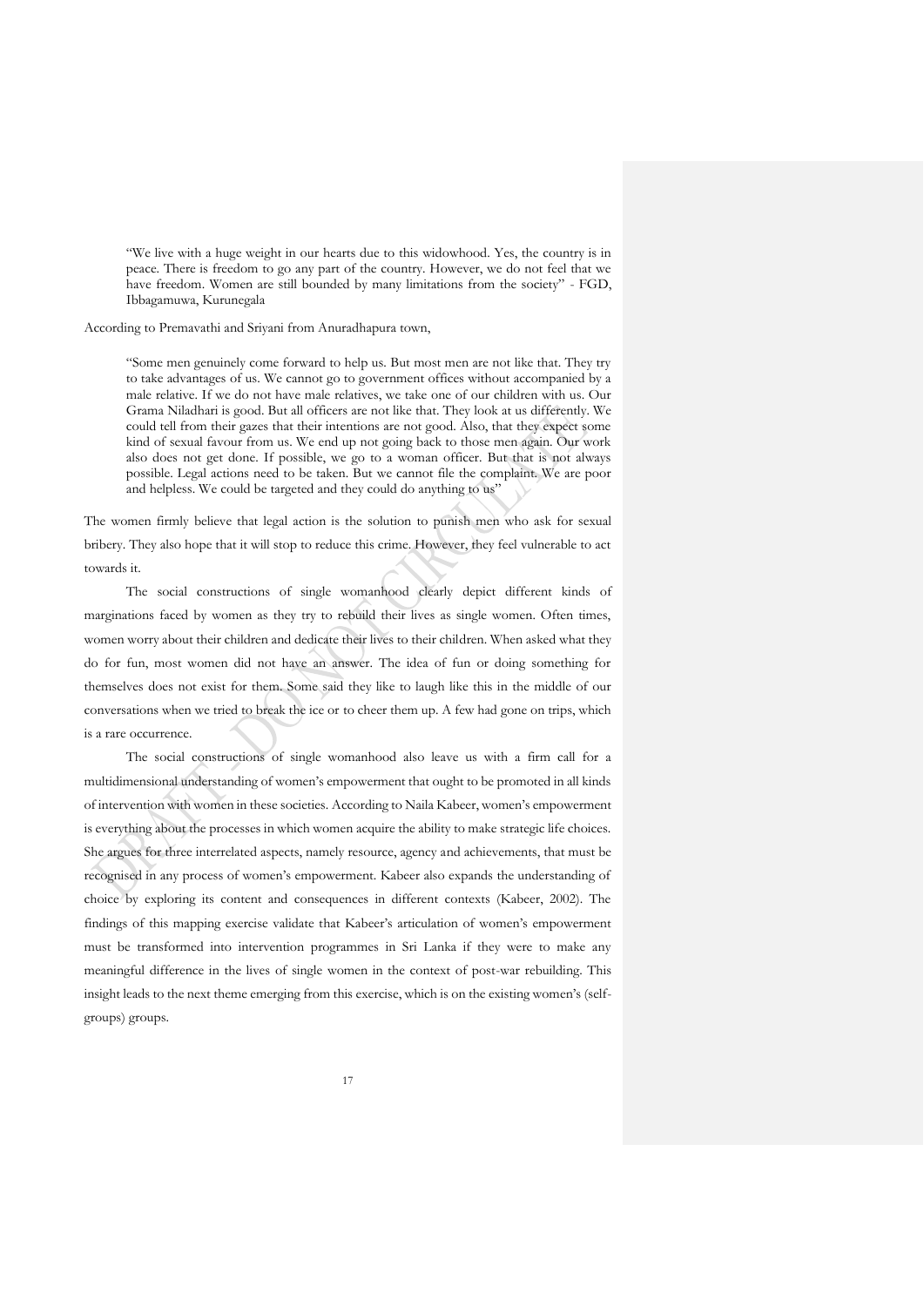> "We live with a huge weight in our hearts due to this widowhood. Yes, the country is in peace. There is freedom to go any part of the country. However, we do not feel that we have freedom. Women are still bounded by many limitations from the society" - FGD, Ibbagamuwa, Kurunegala

According to Premavathi and Sriyani from Anuradhapura town,

> "Some men genuinely come forward to help us. But most men are not like that. They try to take advantages of us. We cannot go to government offices without accompanied by a male relative. If we do not have male relatives, we take one of our children with us. Our Grama Niladhari is good. But all officers are not like that. They look at us differently. We could tell from their gazes that their intentions are not good. Also, that they expect some kind of sexual favour from us. We end up not going back to those men again. Our work also does not get done. If possible, we go to a woman officer. But that is not always possible. Legal actions need to be taken. But we cannot file the complaint. We are poor and helpless. We could be targeted and they could do anything to us"

The women firmly believe that legal action is the solution to punish men who ask for sexual bribery. They also hope that it will stop to reduce this crime. However, they feel vulnerable to act towards it.

The social constructions of single womanhood clearly depict different kinds of marginations faced by women as they try to rebuild their lives as single women. Often times, women worry about their children and dedicate their lives to their children. When asked what they do for fun, most women did not have an answer. The idea of fun or doing something for themselves does not exist for them. Some said they like to laugh like this in the middle of our conversations when we tried to break the ice or to cheer them up. A few had gone on trips, which is a rare occurrence.

The social constructions of single womanhood also leave us with a firm call for a multidimensional understanding of women's empowerment that ought to be promoted in all kinds of intervention with women in these societies. According to Naila Kabeer, women's empowerment is everything about the processes in which women acquire the ability to make strategic life choices. She argues for three interrelated aspects, namely resource, agency and achievements, that must be recognised in any process of women's empowerment. Kabeer also expands the understanding of choice by exploring its content and consequences in different contexts (Kabeer, 2002). The findings of this mapping exercise validate that Kabeer's articulation of women's empowerment must be transformed into intervention programmes in Sri Lanka if they were to make any meaningful difference in the lives of single women in the context of post-war rebuilding. This insight leads to the next theme emerging from this exercise, which is on the existing women's (self-groups) groups.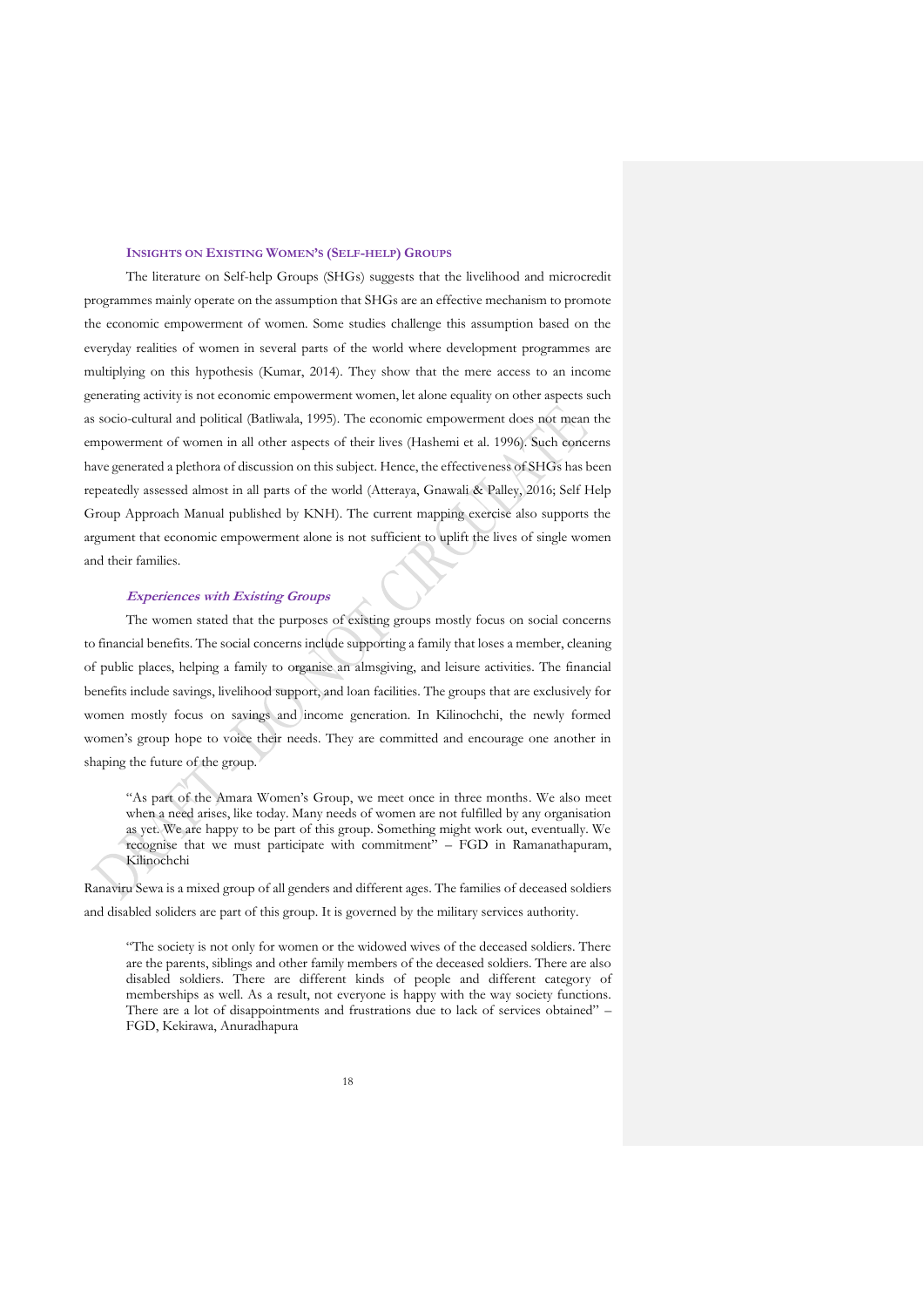### INSIGHTS ON EXISTING WOMEN'S (SELF-HELP) GROUPS

The literature on Self-help Groups (SHGs) suggests that the livelihood and microcredit programmes mainly operate on the assumption that SHGs are an effective mechanism to promote the economic empowerment of women. Some studies challenge this assumption based on the everyday realities of women in several parts of the world where development programmes are multiplying on this hypothesis (Kumar, 2014). They show that the mere access to an income generating activity is not economic empowerment women, let alone equality on other aspects such as socio-cultural and political (Batliwala, 1995). The economic empowerment does not mean the empowerment of women in all other aspects of their lives (Hashemi et al. 1996). Such concerns have generated a plethora of discussion on this subject. Hence, the effectiveness of SHGs has been repeatedly assessed almost in all parts of the world (Atteraya, Gnawali & Palley, 2016; Self Help Group Approach Manual published by KNH). The current mapping exercise also supports the argument that economic empowerment alone is not sufficient to uplift the lives of single women and their families.

#### *Experiences with Existing Groups*

The women stated that the purposes of existing groups mostly focus on social concerns to financial benefits. The social concerns include supporting a family that loses a member, cleaning of public places, helping a family to organise an almsgiving, and leisure activities. The financial benefits include savings, livelihood support, and loan facilities. The groups that are exclusively for women mostly focus on savings and income generation. In Kilinochchi, the newly formed women's group hope to voice their needs. They are committed and encourage one another in shaping the future of the group.

> "As part of the Amara Women's Group, we meet once in three months. We also meet when a need arises, like today. Many needs of women are not fulfilled by any organisation as yet. We are happy to be part of this group. Something might work out, eventually. We recognise that we must participate with commitment" – FGD in Ramanathapuram, Kilinochchi

Ranaviru Sewa is a mixed group of all genders and different ages. The families of deceased soldiers and disabled soliders are part of this group. It is governed by the military services authority.

> "The society is not only for women or the widowed wives of the deceased soldiers. There are the parents, siblings and other family members of the deceased soldiers. There are also disabled soldiers. There are different kinds of people and different category of memberships as well. As a result, not everyone is happy with the way society functions. There are a lot of disappointments and frustrations due to lack of services obtained" – FGD, Kekirawa, Anuradhapura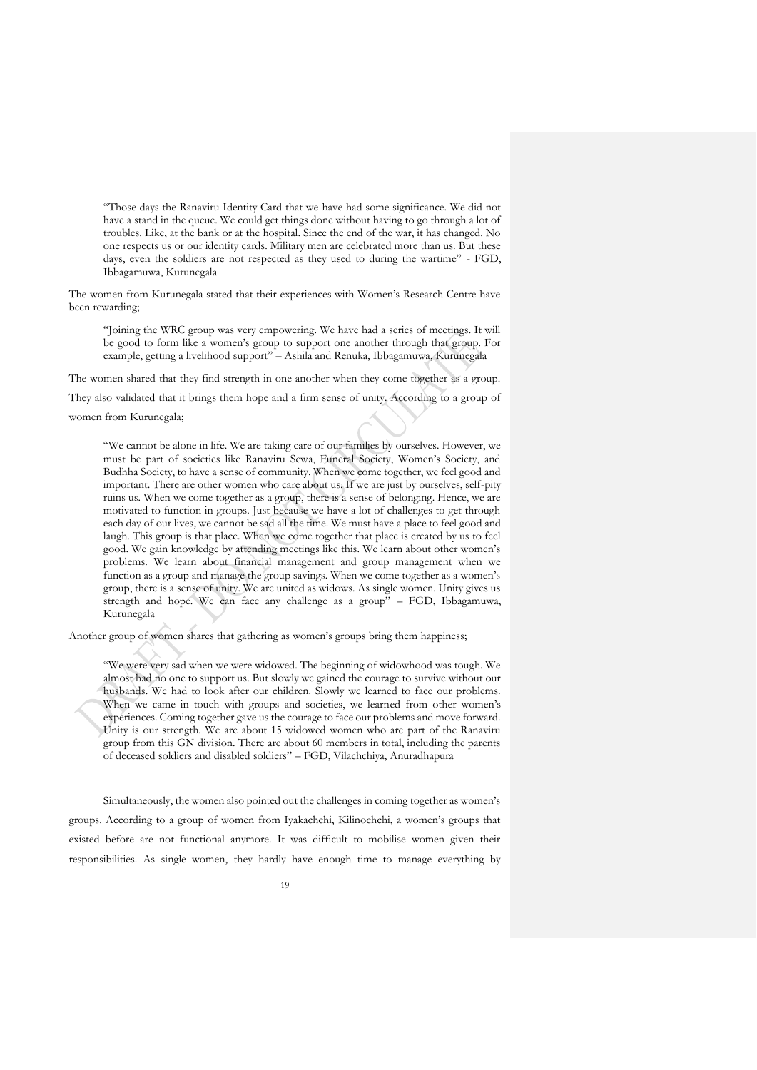> "Those days the Ranaviru Identity Card that we have had some significance. We did not have a stand in the queue. We could get things done without having to go through a lot of troubles. Like, at the bank or at the hospital. Since the end of the war, it has changed. No one respects us or our identity cards. Military men are celebrated more than us. But these days, even the soldiers are not respected as they used to during the wartime" - FGD, Ibbagamuwa, Kurunegala

The women from Kurunegala stated that their experiences with Women's Research Centre have been rewarding;

> "Joining the WRC group was very empowering. We have had a series of meetings. It will be good to form like a women's group to support one another through that group. For example, getting a livelihood support" – Ashila and Renuka, Ibbagamuwa, Kurunegala

The women shared that they find strength in one another when they come together as a group. They also validated that it brings them hope and a firm sense of unity. According to a group of women from Kurunegala;

> "We cannot be alone in life. We are taking care of our families by ourselves. However, we must be part of societies like Ranaviru Sewa, Funeral Society, Women's Society, and Budhha Society, to have a sense of community. When we come together, we feel good and important. There are other women who care about us. If we are just by ourselves, self-pity ruins us. When we come together as a group, there is a sense of belonging. Hence, we are motivated to function in groups. Just because we have a lot of challenges to get through each day of our lives, we cannot be sad all the time. We must have a place to feel good and laugh. This group is that place. When we come together that place is created by us to feel good. We gain knowledge by attending meetings like this. We learn about other women's problems. We learn about financial management and group management when we function as a group and manage the group savings. When we come together as a women's group, there is a sense of unity. We are united as widows. As single women. Unity gives us strength and hope. We can face any challenge as a group" – FGD, Ibbagamuwa, Kurunegala

Another group of women shares that gathering as women's groups bring them happiness;

> "We were very sad when we were widowed. The beginning of widowhood was tough. We almost had no one to support us. But slowly we gained the courage to survive without our husbands. We had to look after our children. Slowly we learned to face our problems. When we came in touch with groups and societies, we learned from other women's experiences. Coming together gave us the courage to face our problems and move forward. Unity is our strength. We are about 15 widowed women who are part of the Ranaviru group from this GN division. There are about 60 members in total, including the parents of deceased soldiers and disabled soldiers" – FGD, Vilachchiya, Anuradhapura

Simultaneously, the women also pointed out the challenges in coming together as women's groups. According to a group of women from Iyakachchi, Kilinochchi, a women's groups that existed before are not functional anymore. It was difficult to mobilise women given their responsibilities. As single women, they hardly have enough time to manage everything by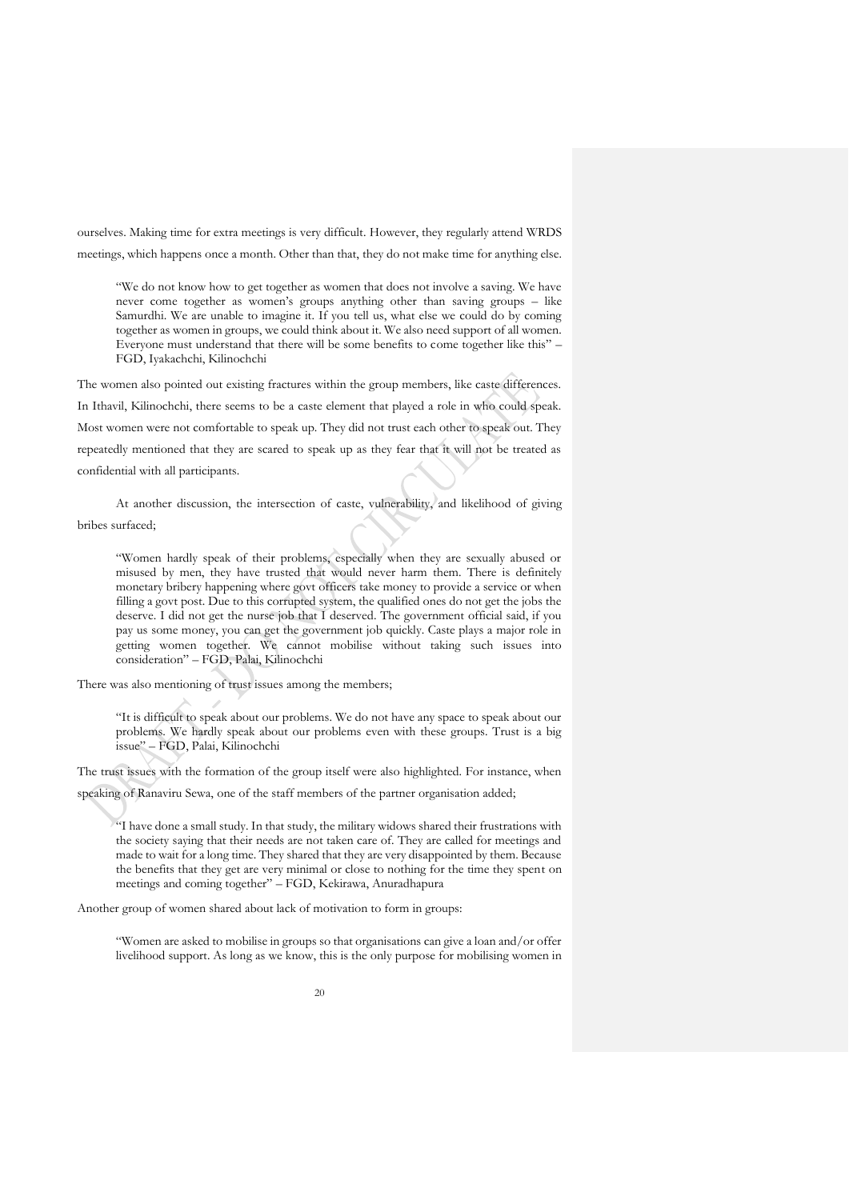ourselves. Making time for extra meetings is very difficult. However, they regularly attend WRDS meetings, which happens once a month. Other than that, they do not make time for anything else.

> "We do not know how to get together as women that does not involve a saving. We have never come together as women's groups anything other than saving groups – like Samurdhi. We are unable to imagine it. If you tell us, what else we could do by coming together as women in groups, we could think about it. We also need support of all women. Everyone must understand that there will be some benefits to come together like this" – FGD, Iyakachchi, Kilinochchi

The women also pointed out existing fractures within the group members, like caste differences. In Ithavil, Kilinochchi, there seems to be a caste element that played a role in who could speak. Most women were not comfortable to speak up. They did not trust each other to speak out. They repeatedly mentioned that they are scared to speak up as they fear that it will not be treated as confidential with all participants.

At another discussion, the intersection of caste, vulnerability, and likelihood of giving bribes surfaced;

> "Women hardly speak of their problems, especially when they are sexually abused or misused by men, they have trusted that would never harm them. There is definitely monetary bribery happening where govt officers take money to provide a service or when filling a govt post. Due to this corrupted system, the qualified ones do not get the jobs the deserve. I did not get the nurse job that I deserved. The government official said, if you pay us some money, you can get the government job quickly. Caste plays a major role in getting women together. We cannot mobilise without taking such issues into consideration" – FGD, Palai, Kilinochchi

There was also mentioning of trust issues among the members;

> "It is difficult to speak about our problems. We do not have any space to speak about our problems. We hardly speak about our problems even with these groups. Trust is a big issue" – FGD, Palai, Kilinochchi

The trust issues with the formation of the group itself were also highlighted. For instance, when speaking of Ranaviru Sewa, one of the staff members of the partner organisation added;

> "I have done a small study. In that study, the military widows shared their frustrations with the society saying that their needs are not taken care of. They are called for meetings and made to wait for a long time. They shared that they are very disappointed by them. Because the benefits that they get are very minimal or close to nothing for the time they spent on meetings and coming together" – FGD, Kekirawa, Anuradhapura

Another group of women shared about lack of motivation to form in groups:

> "Women are asked to mobilise in groups so that organisations can give a loan and/or offer livelihood support. As long as we know, this is the only purpose for mobilising women in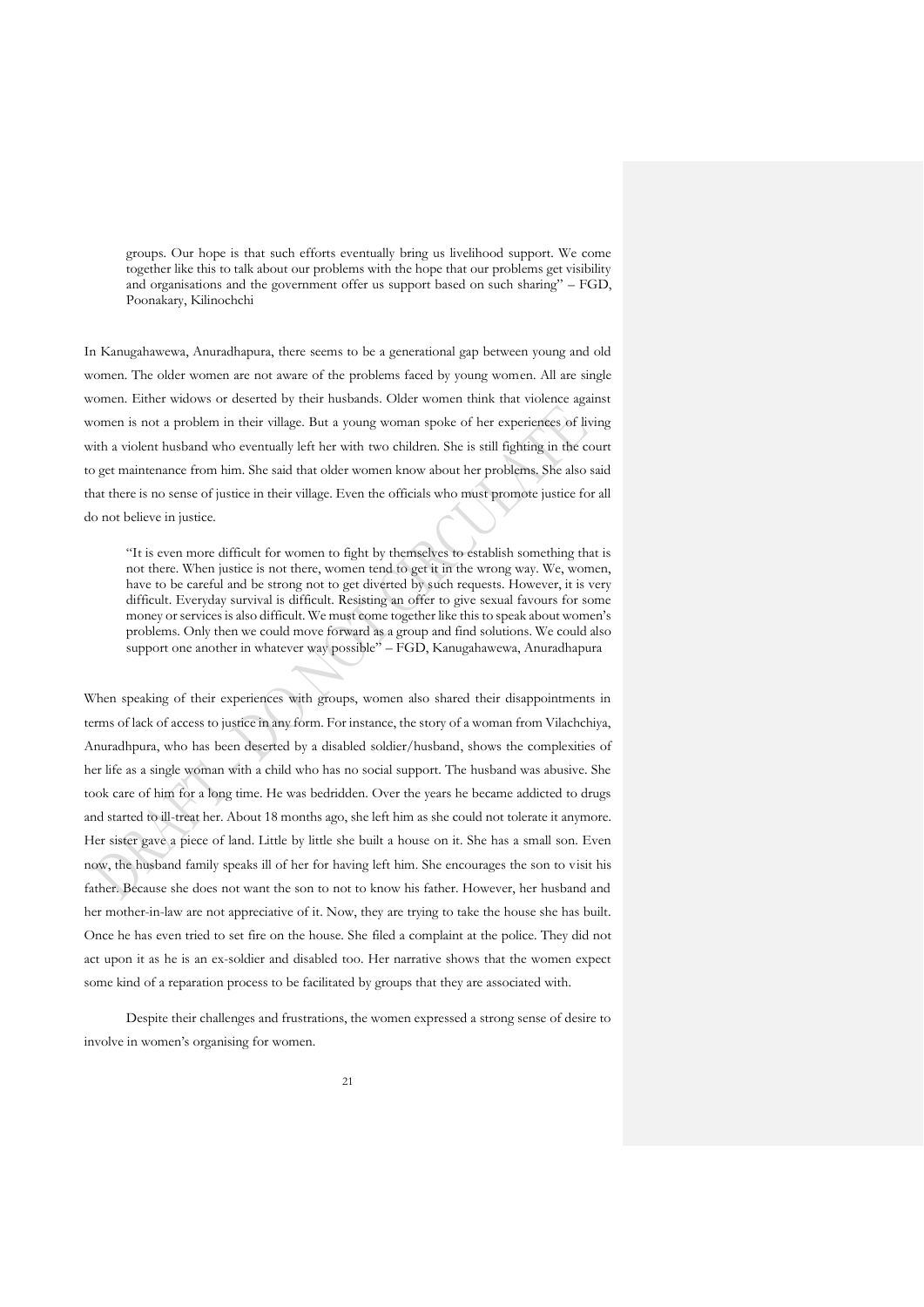> groups. Our hope is that such efforts eventually bring us livelihood support. We come together like this to talk about our problems with the hope that our problems get visibility and organisations and the government offer us support based on such sharing" – FGD, Poonakary, Kilinochchi

In Kanugahawewa, Anuradhapura, there seems to be a generational gap between young and old women. The older women are not aware of the problems faced by young women. All are single women. Either widows or deserted by their husbands. Older women think that violence against women is not a problem in their village. But a young woman spoke of her experiences of living with a violent husband who eventually left her with two children. She is still fighting in the court to get maintenance from him. She said that older women know about her problems. She also said that there is no sense of justice in their village. Even the officials who must promote justice for all do not believe in justice.

> "It is even more difficult for women to fight by themselves to establish something that is not there. When justice is not there, women tend to get it in the wrong way. We, women, have to be careful and be strong not to get diverted by such requests. However, it is very difficult. Everyday survival is difficult. Resisting an offer to give sexual favours for some money or services is also difficult. We must come together like this to speak about women's problems. Only then we could move forward as a group and find solutions. We could also support one another in whatever way possible" – FGD, Kanugahawewa, Anuradhapura

When speaking of their experiences with groups, women also shared their disappointments in terms of lack of access to justice in any form. For instance, the story of a woman from Vilachchiya, Anuradhpura, who has been deserted by a disabled soldier/husband, shows the complexities of her life as a single woman with a child who has no social support. The husband was abusive. She took care of him for a long time. He was bedridden. Over the years he became addicted to drugs and started to ill-treat her. About 18 months ago, she left him as she could not tolerate it anymore. Her sister gave a piece of land. Little by little she built a house on it. She has a small son. Even now, the husband family speaks ill of her for having left him. She encourages the son to visit his father. Because she does not want the son to not to know his father. However, her husband and her mother-in-law are not appreciative of it. Now, they are trying to take the house she has built. Once he has even tried to set fire on the house. She filed a complaint at the police. They did not act upon it as he is an ex-soldier and disabled too. Her narrative shows that the women expect some kind of a reparation process to be facilitated by groups that they are associated with.

Despite their challenges and frustrations, the women expressed a strong sense of desire to involve in women's organising for women.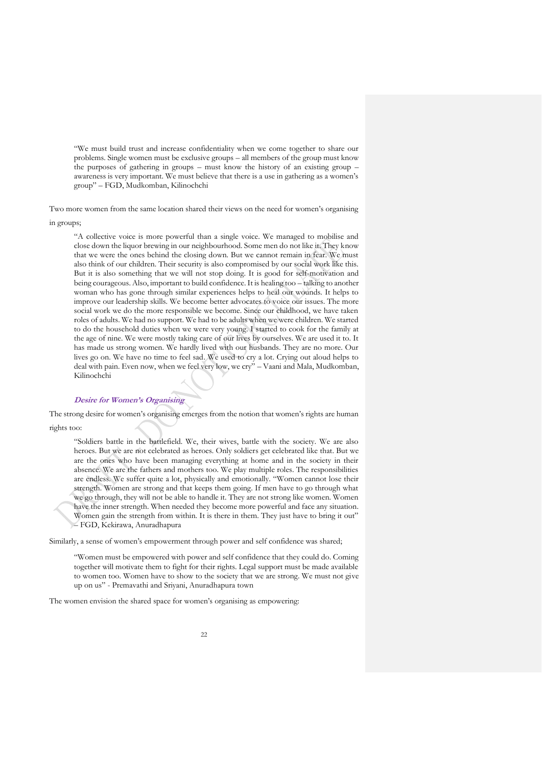> "We must build trust and increase confidentiality when we come together to share our problems. Single women must be exclusive groups – all members of the group must know the purposes of gathering in groups – must know the history of an existing group – awareness is very important. We must believe that there is a use in gathering as a women's group" – FGD, Mudkomban, Kilinochchi

Two more women from the same location shared their views on the need for women's organising in groups;

> "A collective voice is more powerful than a single voice. We managed to mobilise and close down the liquor brewing in our neighbourhood. Some men do not like it. They know that we were the ones behind the closing down. But we cannot remain in fear. We must also think of our children. Their security is also compromised by our social work like this. But it is also something that we will not stop doing. It is good for self-motivation and being courageous. Also, important to build confidence. It is healing too – talking to another woman who has gone through similar experiences helps to heal our wounds. It helps to improve our leadership skills. We become better advocates to voice our issues. The more social work we do the more responsible we become. Since our childhood, we have taken roles of adults. We had no support. We had to be adults when we were children. We started to do the household duties when we were very young. I started to cook for the family at the age of nine. We were mostly taking care of our lives by ourselves. We are used it to. It has made us strong women. We hardly lived with our husbands. They are no more. Our lives go on. We have no time to feel sad. We used to cry a lot. Crying out aloud helps to deal with pain. Even now, when we feel very low, we cry" – Vaani and Mala, Mudkomban, Kilinochchi

### *Desire for Women's Organising*

The strong desire for women's organising emerges from the notion that women's rights are human rights too:

> "Soldiers battle in the battlefield. We, their wives, battle with the society. We are also heroes. But we are not celebrated as heroes. Only soldiers get celebrated like that. But we are the ones who have been managing everything at home and in the society in their absence. We are the fathers and mothers too. We play multiple roles. The responsibilities are endless. We suffer quite a lot, physically and emotionally. "Women cannot lose their strength. Women are strong and that keeps them going. If men have to go through what we go through, they will not be able to handle it. They are not strong like women. Women have the inner strength. When needed they become more powerful and face any situation. Women gain the strength from within. It is there in them. They just have to bring it out" – FGD, Kekirawa, Anuradhapura

Similarly, a sense of women's empowerment through power and self confidence was shared;

> "Women must be empowered with power and self confidence that they could do. Coming together will motivate them to fight for their rights. Legal support must be made available to women too. Women have to show to the society that we are strong. We must not give up on us" - Premavathi and Sriyani, Anuradhapura town

The women envision the shared space for women's organising as empowering: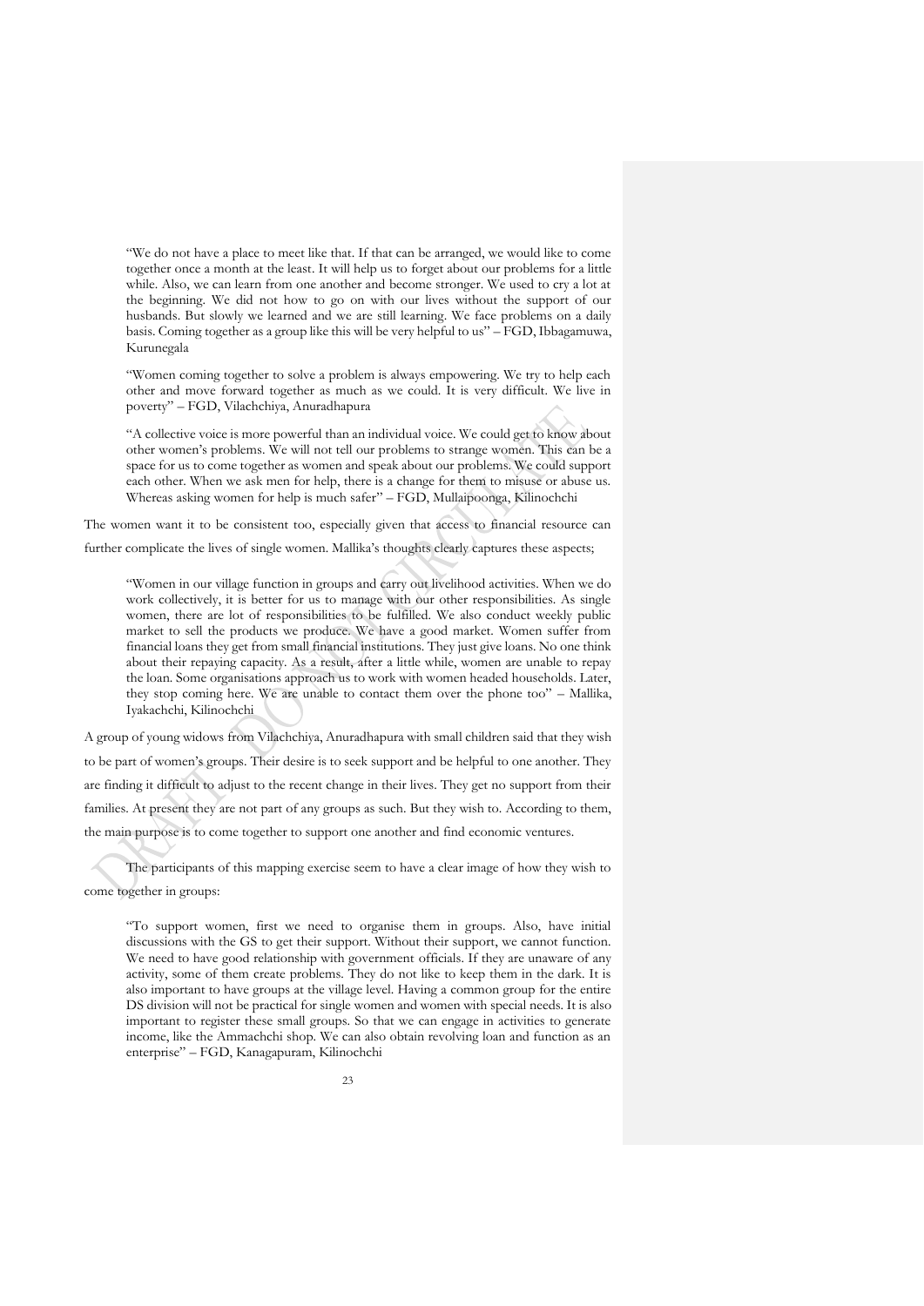> "We do not have a place to meet like that. If that can be arranged, we would like to come together once a month at the least. It will help us to forget about our problems for a little while. Also, we can learn from one another and become stronger. We used to cry a lot at the beginning. We did not how to go on with our lives without the support of our husbands. But slowly we learned and we are still learning. We face problems on a daily basis. Coming together as a group like this will be very helpful to us" – FGD, Ibbagamuwa, Kurunegala

> "Women coming together to solve a problem is always empowering. We try to help each other and move forward together as much as we could. It is very difficult. We live in poverty" – FGD, Vilachchiya, Anuradhapura

> "A collective voice is more powerful than an individual voice. We could get to know about other women's problems. We will not tell our problems to strange women. This can be a space for us to come together as women and speak about our problems. We could support each other. When we ask men for help, there is a change for them to misuse or abuse us. Whereas asking women for help is much safer" – FGD, Mullaipoonga, Kilinochchi

The women want it to be consistent too, especially given that access to financial resource can further complicate the lives of single women. Mallika's thoughts clearly captures these aspects;

> "Women in our village function in groups and carry out livelihood activities. When we do work collectively, it is better for us to manage with our other responsibilities. As single women, there are lot of responsibilities to be fulfilled. We also conduct weekly public market to sell the products we produce. We have a good market. Women suffer from financial loans they get from small financial institutions. They just give loans. No one think about their repaying capacity. As a result, after a little while, women are unable to repay the loan. Some organisations approach us to work with women headed households. Later, they stop coming here. We are unable to contact them over the phone too" – Mallika, Iyakachchi, Kilinochchi

A group of young widows from Vilachchiya, Anuradhapura with small children said that they wish to be part of women's groups. Their desire is to seek support and be helpful to one another. They are finding it difficult to adjust to the recent change in their lives. They get no support from their families. At present they are not part of any groups as such. But they wish to. According to them, the main purpose is to come together to support one another and find economic ventures.

The participants of this mapping exercise seem to have a clear image of how they wish to come together in groups:

> "To support women, first we need to organise them in groups. Also, have initial discussions with the GS to get their support. Without their support, we cannot function. We need to have good relationship with government officials. If they are unaware of any activity, some of them create problems. They do not like to keep them in the dark. It is also important to have groups at the village level. Having a common group for the entire DS division will not be practical for single women and women with special needs. It is also important to register these small groups. So that we can engage in activities to generate income, like the Ammachchi shop. We can also obtain revolving loan and function as an enterprise" – FGD, Kanagapuram, Kilinochchi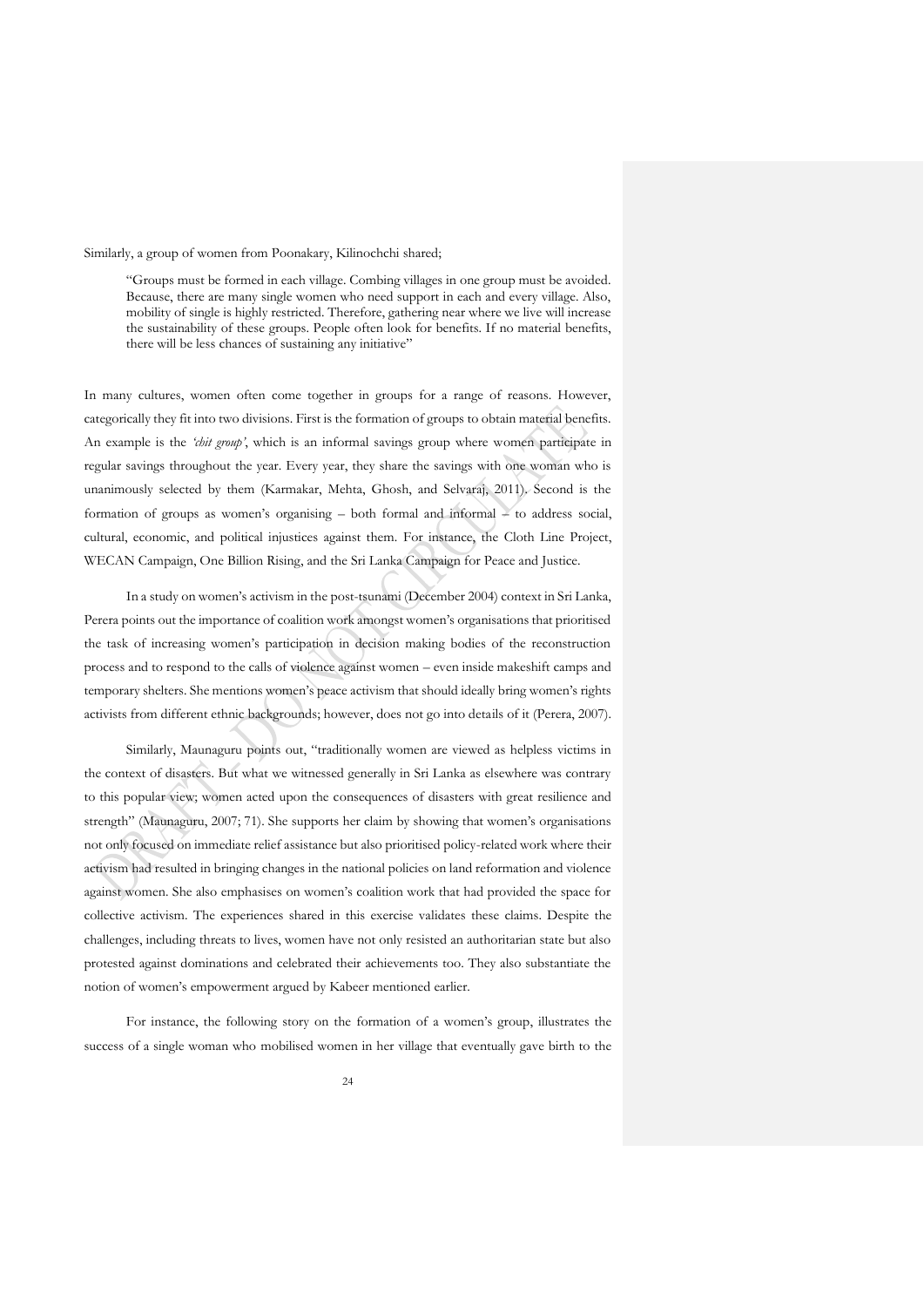Similarly, a group of women from Poonakary, Kilinochchi shared;

> "Groups must be formed in each village. Combing villages in one group must be avoided. Because, there are many single women who need support in each and every village. Also, mobility of single is highly restricted. Therefore, gathering near where we live will increase the sustainability of these groups. People often look for benefits. If no material benefits, there will be less chances of sustaining any initiative"

In many cultures, women often come together in groups for a range of reasons. However, categorically they fit into two divisions. First is the formation of groups to obtain material benefits. An example is the *'chit group'*, which is an informal savings group where women participate in regular savings throughout the year. Every year, they share the savings with one woman who is unanimously selected by them (Karmakar, Mehta, Ghosh, and Selvaraj, 2011). Second is the formation of groups as women's organising – both formal and informal – to address social, cultural, economic, and political injustices against them. For instance, the Cloth Line Project, WECAN Campaign, One Billion Rising, and the Sri Lanka Campaign for Peace and Justice.

In a study on women's activism in the post-tsunami (December 2004) context in Sri Lanka, Perera points out the importance of coalition work amongst women's organisations that prioritised the task of increasing women's participation in decision making bodies of the reconstruction process and to respond to the calls of violence against women – even inside makeshift camps and temporary shelters. She mentions women's peace activism that should ideally bring women's rights activists from different ethnic backgrounds; however, does not go into details of it (Perera, 2007).

Similarly, Maunaguru points out, "traditionally women are viewed as helpless victims in the context of disasters. But what we witnessed generally in Sri Lanka as elsewhere was contrary to this popular view; women acted upon the consequences of disasters with great resilience and strength" (Maunaguru, 2007; 71). She supports her claim by showing that women's organisations not only focused on immediate relief assistance but also prioritised policy-related work where their activism had resulted in bringing changes in the national policies on land reformation and violence against women. She also emphasises on women's coalition work that had provided the space for collective activism. The experiences shared in this exercise validates these claims. Despite the challenges, including threats to lives, women have not only resisted an authoritarian state but also protested against dominations and celebrated their achievements too. They also substantiate the notion of women's empowerment argued by Kabeer mentioned earlier.

For instance, the following story on the formation of a women's group, illustrates the success of a single woman who mobilised women in her village that eventually gave birth to the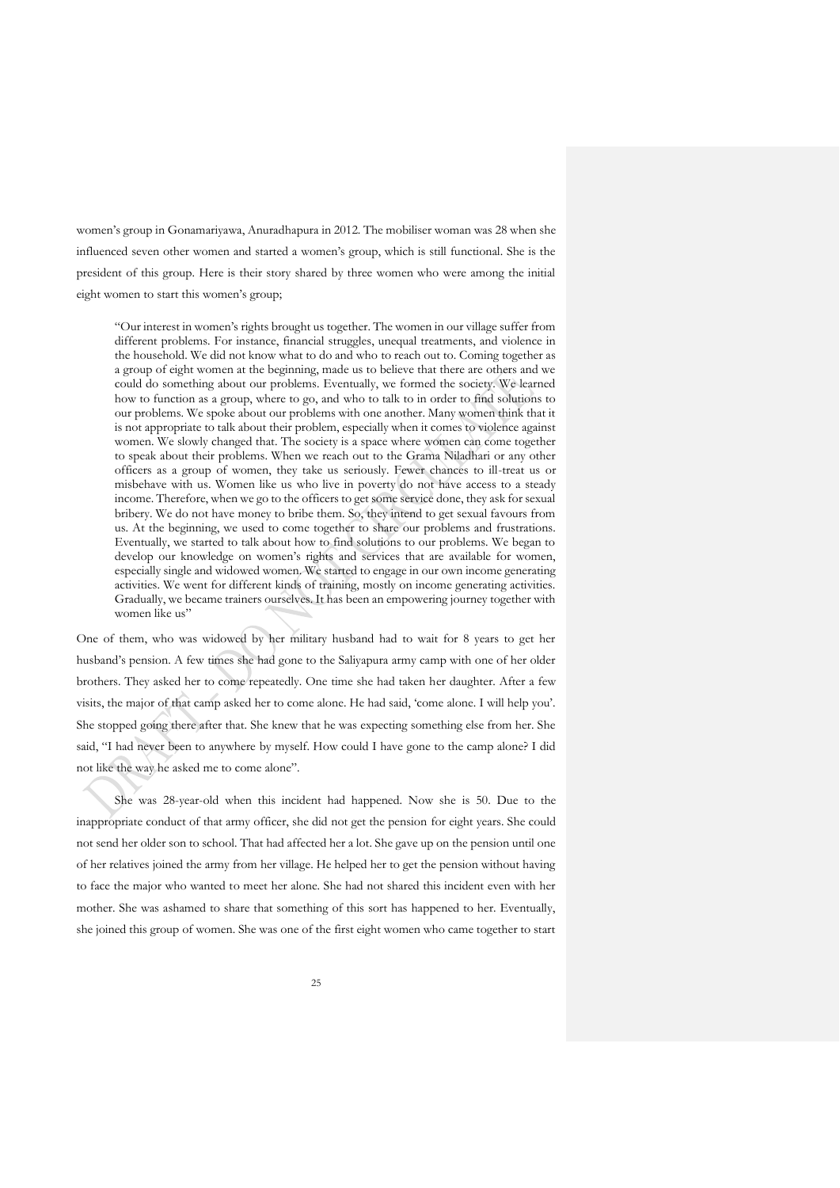women's group in Gonamariyawa, Anuradhapura in 2012. The mobiliser woman was 28 when she influenced seven other women and started a women's group, which is still functional. She is the president of this group. Here is their story shared by three women who were among the initial eight women to start this women's group;

> "Our interest in women's rights brought us together. The women in our village suffer from different problems. For instance, financial struggles, unequal treatments, and violence in the household. We did not know what to do and who to reach out to. Coming together as a group of eight women at the beginning, made us to believe that there are others and we could do something about our problems. Eventually, we formed the society. We learned how to function as a group, where to go, and who to talk to in order to find solutions to our problems. We spoke about our problems with one another. Many women think that it is not appropriate to talk about their problem, especially when it comes to violence against women. We slowly changed that. The society is a space where women can come together to speak about their problems. When we reach out to the Grama Niladhari or any other officers as a group of women, they take us seriously. Fewer chances to ill-treat us or misbehave with us. Women like us who live in poverty do not have access to a steady income. Therefore, when we go to the officers to get some service done, they ask for sexual bribery. We do not have money to bribe them. So, they intend to get sexual favours from us. At the beginning, we used to come together to share our problems and frustrations. Eventually, we started to talk about how to find solutions to our problems. We began to develop our knowledge on women's rights and services that are available for women, especially single and widowed women. We started to engage in our own income generating activities. We went for different kinds of training, mostly on income generating activities. Gradually, we became trainers ourselves. It has been an empowering journey together with women like us"

One of them, who was widowed by her military husband had to wait for 8 years to get her husband's pension. A few times she had gone to the Saliyapura army camp with one of her older brothers. They asked her to come repeatedly. One time she had taken her daughter. After a few visits, the major of that camp asked her to come alone. He had said, 'come alone. I will help you'. She stopped going there after that. She knew that he was expecting something else from her. She said, "I had never been to anywhere by myself. How could I have gone to the camp alone? I did not like the way he asked me to come alone".

She was 28-year-old when this incident had happened. Now she is 50. Due to the inappropriate conduct of that army officer, she did not get the pension for eight years. She could not send her older son to school. That had affected her a lot. She gave up on the pension until one of her relatives joined the army from her village. He helped her to get the pension without having to face the major who wanted to meet her alone. She had not shared this incident even with her mother. She was ashamed to share that something of this sort has happened to her. Eventually, she joined this group of women. She was one of the first eight women who came together to start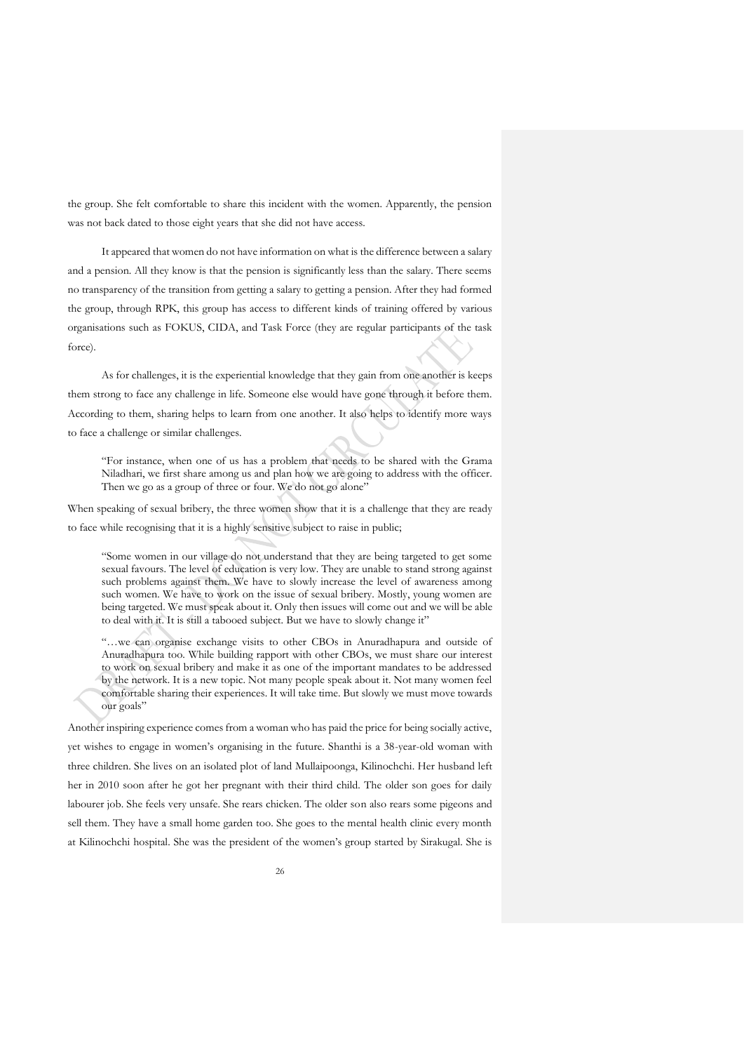the group. She felt comfortable to share this incident with the women. Apparently, the pension was not back dated to those eight years that she did not have access.

It appeared that women do not have information on what is the difference between a salary and a pension. All they know is that the pension is significantly less than the salary. There seems no transparency of the transition from getting a salary to getting a pension. After they had formed the group, through RPK, this group has access to different kinds of training offered by various organisations such as FOKUS, CIDA, and Task Force (they are regular participants of the task force).

As for challenges, it is the experiential knowledge that they gain from one another is keeps them strong to face any challenge in life. Someone else would have gone through it before them. According to them, sharing helps to learn from one another. It also helps to identify more ways to face a challenge or similar challenges.

> "For instance, when one of us has a problem that needs to be shared with the Grama Niladhari, we first share among us and plan how we are going to address with the officer. Then we go as a group of three or four. We do not go alone"

When speaking of sexual bribery, the three women show that it is a challenge that they are ready to face while recognising that it is a highly sensitive subject to raise in public;

> "Some women in our village do not understand that they are being targeted to get some sexual favours. The level of education is very low. They are unable to stand strong against such problems against them. We have to slowly increase the level of awareness among such women. We have to work on the issue of sexual bribery. Mostly, young women are being targeted. We must speak about it. Only then issues will come out and we will be able to deal with it. It is still a tabooed subject. But we have to slowly change it"

> "…we can organise exchange visits to other CBOs in Anuradhapura and outside of Anuradhapura too. While building rapport with other CBOs, we must share our interest to work on sexual bribery and make it as one of the important mandates to be addressed by the network. It is a new topic. Not many people speak about it. Not many women feel comfortable sharing their experiences. It will take time. But slowly we must move towards our goals"

Another inspiring experience comes from a woman who has paid the price for being socially active, yet wishes to engage in women's organising in the future. Shanthi is a 38-year-old woman with three children. She lives on an isolated plot of land Mullaipoonga, Kilinochchi. Her husband left her in 2010 soon after he got her pregnant with their third child. The older son goes for daily labourer job. She feels very unsafe. She rears chicken. The older son also rears some pigeons and sell them. They have a small home garden too. She goes to the mental health clinic every month at Kilinochchi hospital. She was the president of the women's group started by Sirakugal. She is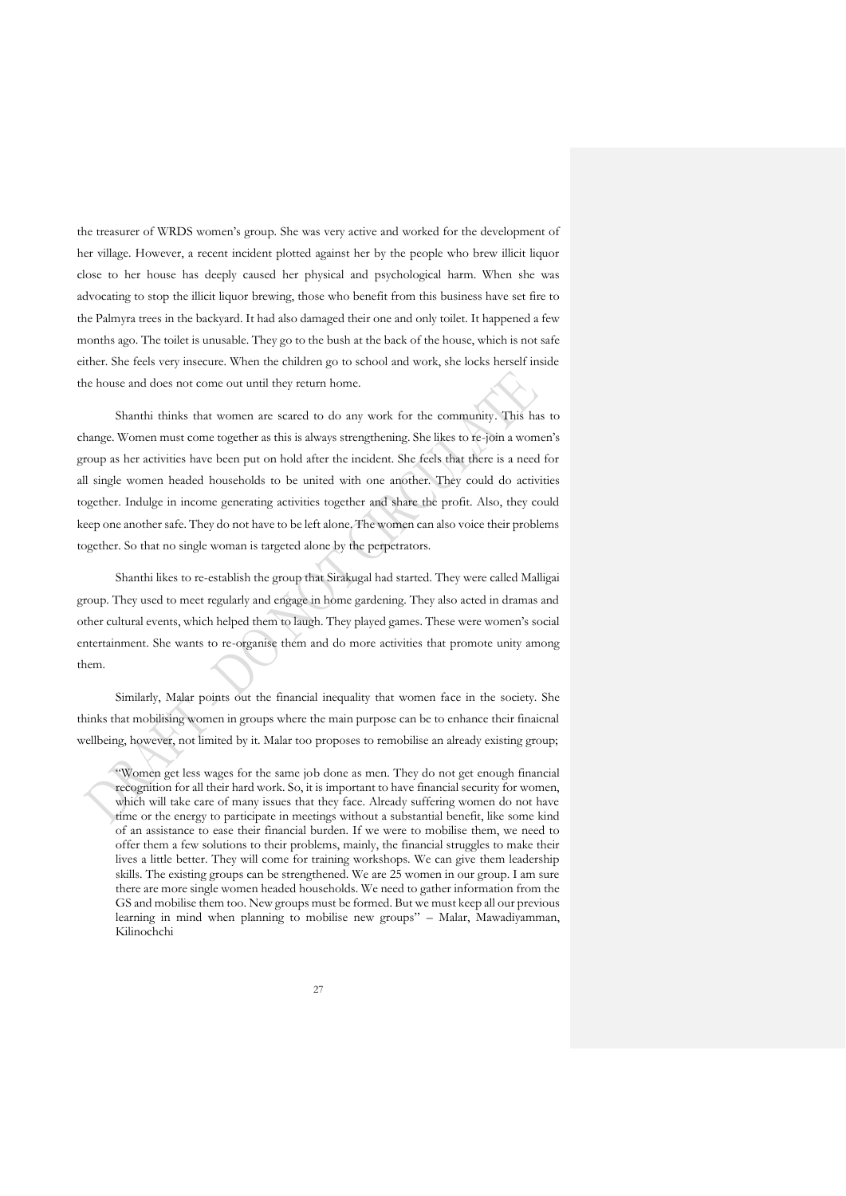the treasurer of WRDS women's group. She was very active and worked for the development of her village. However, a recent incident plotted against her by the people who brew illicit liquor close to her house has deeply caused her physical and psychological harm. When she was advocating to stop the illicit liquor brewing, those who benefit from this business have set fire to the Palmyra trees in the backyard. It had also damaged their one and only toilet. It happened a few months ago. The toilet is unusable. They go to the bush at the back of the house, which is not safe either. She feels very insecure. When the children go to school and work, she locks herself inside the house and does not come out until they return home.

Shanthi thinks that women are scared to do any work for the community. This has to change. Women must come together as this is always strengthening. She likes to re-join a women's group as her activities have been put on hold after the incident. She feels that there is a need for all single women headed households to be united with one another. They could do activities together. Indulge in income generating activities together and share the profit. Also, they could keep one another safe. They do not have to be left alone. The women can also voice their problems together. So that no single woman is targeted alone by the perpetrators.

Shanthi likes to re-establish the group that Sirakugal had started. They were called Malligai group. They used to meet regularly and engage in home gardening. They also acted in dramas and other cultural events, which helped them to laugh. They played games. These were women's social entertainment. She wants to re-organise them and do more activities that promote unity among them.

Similarly, Malar points out the financial inequality that women face in the society. She thinks that mobilising women in groups where the main purpose can be to enhance their finaicnal wellbeing, however, not limited by it. Malar too proposes to remobilise an already existing group;

> "Women get less wages for the same job done as men. They do not get enough financial recognition for all their hard work. So, it is important to have financial security for women, which will take care of many issues that they face. Already suffering women do not have time or the energy to participate in meetings without a substantial benefit, like some kind of an assistance to ease their financial burden. If we were to mobilise them, we need to offer them a few solutions to their problems, mainly, the financial struggles to make their lives a little better. They will come for training workshops. We can give them leadership skills. The existing groups can be strengthened. We are 25 women in our group. I am sure there are more single women headed households. We need to gather information from the GS and mobilise them too. New groups must be formed. But we must keep all our previous learning in mind when planning to mobilise new groups" – Malar, Mawadiyamman, Kilinochchi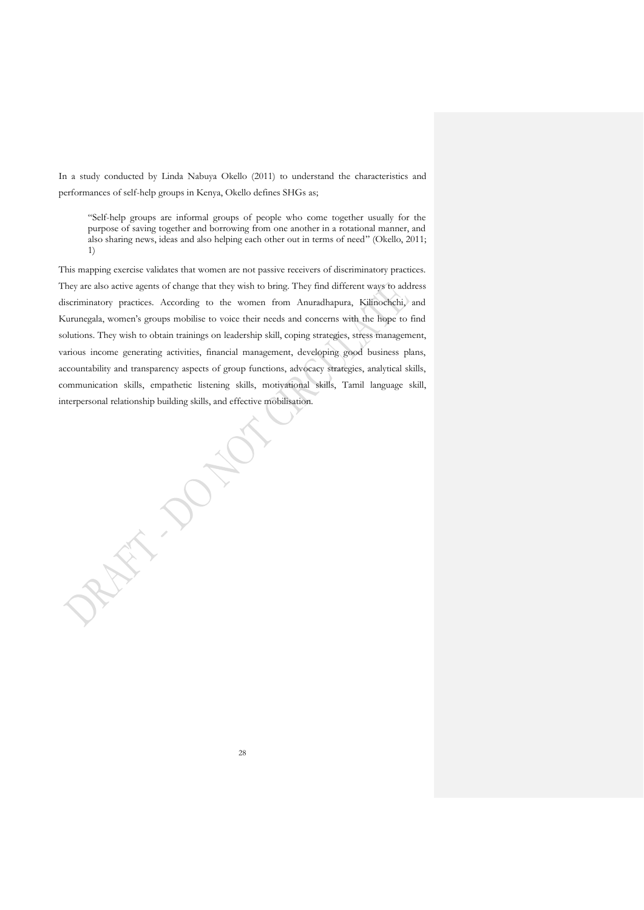In a study conducted by Linda Nabuya Okello (2011) to understand the characteristics and performances of self-help groups in Kenya, Okello defines SHGs as;

> "Self-help groups are informal groups of people who come together usually for the purpose of saving together and borrowing from one another in a rotational manner, and also sharing news, ideas and also helping each other out in terms of need" (Okello, 2011; 1)

This mapping exercise validates that women are not passive receivers of discriminatory practices. They are also active agents of change that they wish to bring. They find different ways to address discriminatory practices. According to the women from Anuradhapura, Kilinochchi, and Kurunegala, women's groups mobilise to voice their needs and concerns with the hope to find solutions. They wish to obtain trainings on leadership skill, coping strategies, stress management, various income generating activities, financial management, developing good business plans, accountability and transparency aspects of group functions, advocacy strategies, analytical skills, communication skills, empathetic listening skills, motivational skills, Tamil language skill, interpersonal relationship building skills, and effective mobilisation.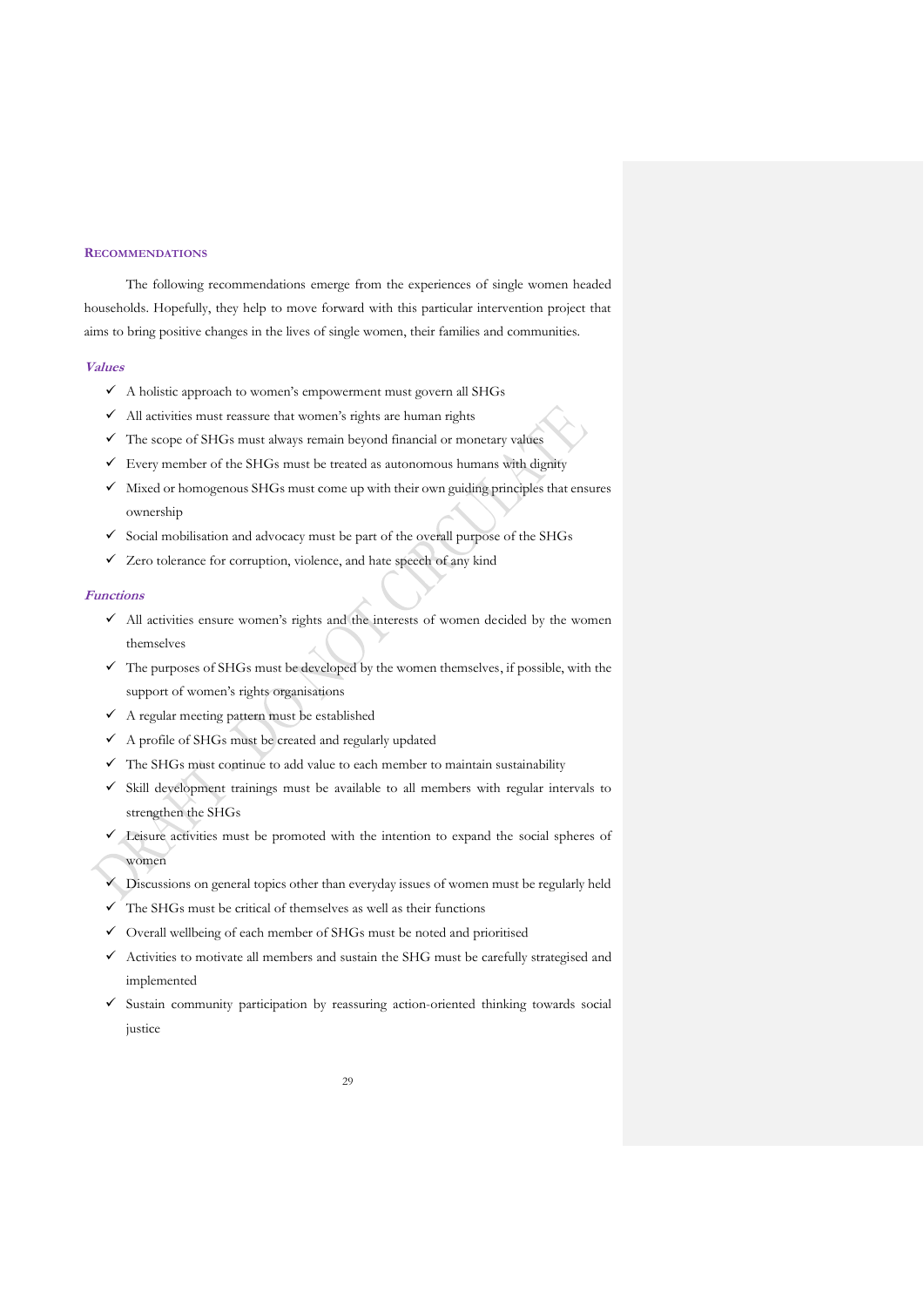## RECOMMENDATIONS

The following recommendations emerge from the experiences of single women headed households. Hopefully, they help to move forward with this particular intervention project that aims to bring positive changes in the lives of single women, their families and communities.

### *Values*

- ✓ A holistic approach to women's empowerment must govern all SHGs
- ✓ All activities must reassure that women's rights are human rights
- ✓ The scope of SHGs must always remain beyond financial or monetary values
- ✓ Every member of the SHGs must be treated as autonomous humans with dignity
- ✓ Mixed or homogenous SHGs must come up with their own guiding principles that ensures ownership
- ✓ Social mobilisation and advocacy must be part of the overall purpose of the SHGs
- ✓ Zero tolerance for corruption, violence, and hate speech of any kind

### *Functions*

- ✓ All activities ensure women's rights and the interests of women decided by the women themselves
- ✓ The purposes of SHGs must be developed by the women themselves, if possible, with the support of women's rights organisations
- ✓ A regular meeting pattern must be established
- ✓ A profile of SHGs must be created and regularly updated
- ✓ The SHGs must continue to add value to each member to maintain sustainability
- ✓ Skill development trainings must be available to all members with regular intervals to strengthen the SHGs
- ✓ Leisure activities must be promoted with the intention to expand the social spheres of women
- ✓ Discussions on general topics other than everyday issues of women must be regularly held
- ✓ The SHGs must be critical of themselves as well as their functions
- ✓ Overall wellbeing of each member of SHGs must be noted and prioritised
- ✓ Activities to motivate all members and sustain the SHG must be carefully strategised and implemented
- ✓ Sustain community participation by reassuring action-oriented thinking towards social justice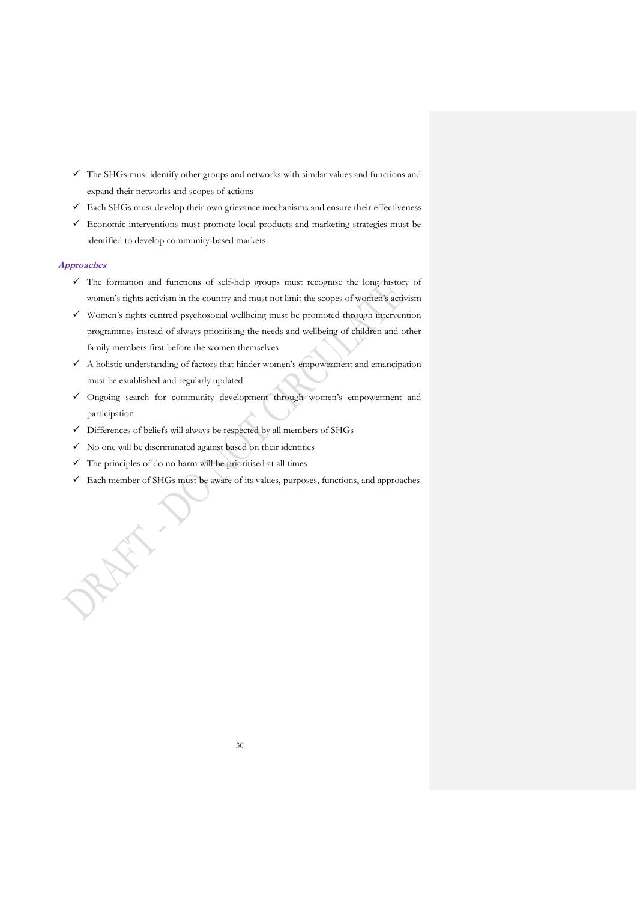- The SHGs must identify other groups and networks with similar values and functions and expand their networks and scopes of actions
- Each SHGs must develop their own grievance mechanisms and ensure their effectiveness
- Economic interventions must promote local products and marketing strategies must be identified to develop community-based markets

***Approaches***

- The formation and functions of self-help groups must recognise the long history of women's rights activism in the country and must not limit the scopes of women's activism
- Women's rights centred psychosocial wellbeing must be promoted through intervention programmes instead of always prioritising the needs and wellbeing of children and other family members first before the women themselves
- A holistic understanding of factors that hinder women's empowerment and emancipation must be established and regularly updated
- Ongoing search for community development through women's empowerment and participation
- Differences of beliefs will always be respected by all members of SHGs
- No one will be discriminated against based on their identities
- The principles of do no harm will be prioritised at all times
- Each member of SHGs must be aware of its values, purposes, functions, and approaches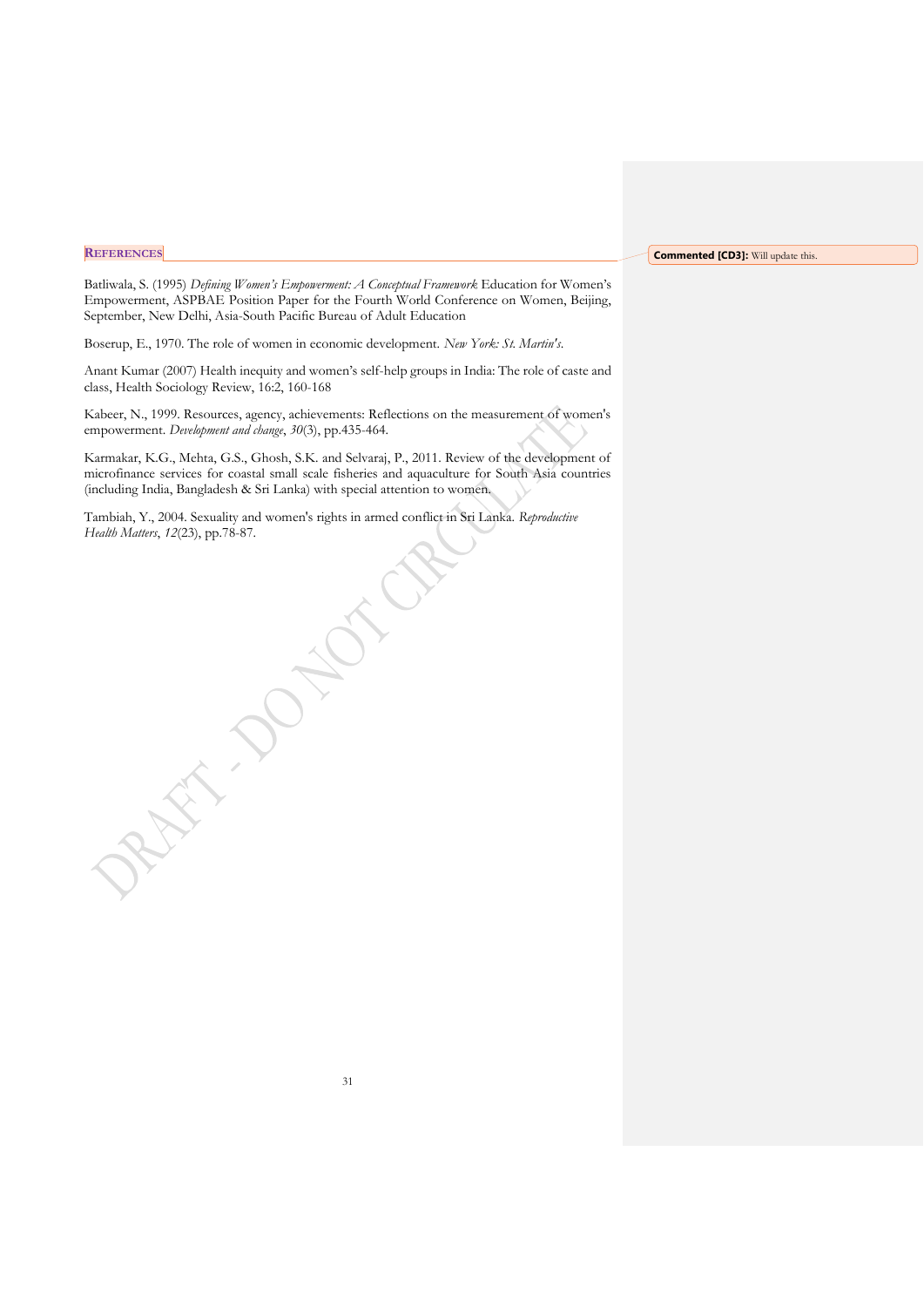## REFERENCES

Batliwala, S. (1995) *Defining Women's Empowerment: A Conceptual Framework* Education for Women's Empowerment, ASPBAE Position Paper for the Fourth World Conference on Women, Beijing, September, New Delhi, Asia-South Pacific Bureau of Adult Education

Boserup, E., 1970. The role of women in economic development. *New York: St. Martin's*.

Anant Kumar (2007) Health inequity and women's self-help groups in India: The role of caste and class, Health Sociology Review, 16:2, 160-168

Kabeer, N., 1999. Resources, agency, achievements: Reflections on the measurement of women's empowerment. *Development and change*, *30*(3), pp.435-464.

Karmakar, K.G., Mehta, G.S., Ghosh, S.K. and Selvaraj, P., 2011. Review of the development of microfinance services for coastal small scale fisheries and aquaculture for South Asia countries (including India, Bangladesh & Sri Lanka) with special attention to women.

Tambiah, Y., 2004. Sexuality and women's rights in armed conflict in Sri Lanka. *Reproductive Health Matters*, *12*(23), pp.78-87.

**Commented [CD3]:** Will update this.